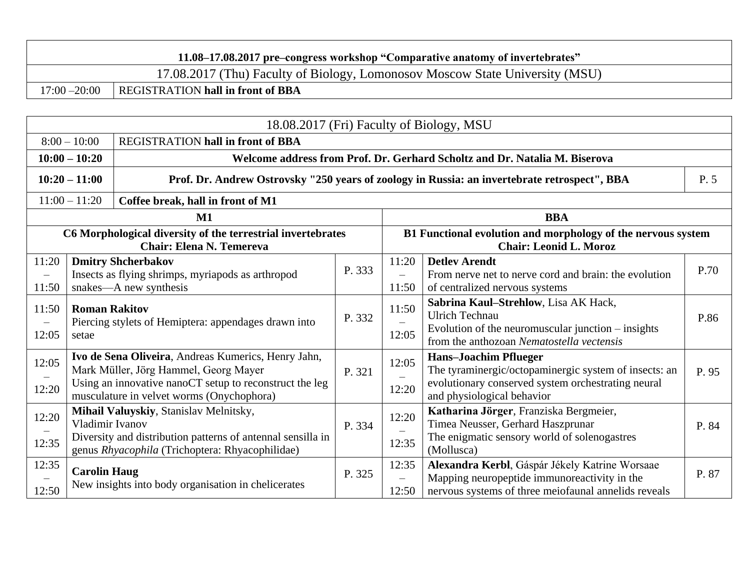| **11.08–17.08.2017 pre–congress workshop "Comparative anatomy of invertebrates"** | |
|---|---|
| 17.08.2017 (Thu) Faculty of Biology, Lomonosov Moscow State University (MSU) | |
| 17:00 –20:00 | REGISTRATION **hall in front of BBA** |

| 18.08.2017 (Fri) Faculty of Biology, MSU | | | | | |
|---|---|---|---|---|---|
| 8:00 – 10:00 | REGISTRATION **hall in front of BBA** | | | | |
| **10:00 – 10:20** | **Welcome address from Prof. Dr. Gerhard Scholtz and Dr. Natalia M. Biserova** | | | | |
| **10:20 – 11:00** | **Prof. Dr. Andrew Ostrovsky "250 years of zoology in Russia: an invertebrate retrospect", BBA** | | | | P. 5 |
| 11:00 – 11:20 | **Coffee break, hall in front of M1** | | | | |
| **M1** | | | **BBA** | | |
| **C6 Morphological diversity of the terrestrial invertebrates**<br>**Chair: Elena N. Temereva** | | | **B1 Functional evolution and morphology of the nervous system**<br>**Chair: Leonid L. Moroz** | | |
| 11:20 – 11:50 | **Dmitry Shcherbakov**<br>Insects as flying shrimps, myriapods as arthropod snakes—A new synthesis | P. 333 | 11:20 – 11:50 | **Detlev Arendt**<br>From nerve net to nerve cord and brain: the evolution of centralized nervous systems | P.70 |
| 11:50 – 12:05 | **Roman Rakitov**<br>Piercing stylets of Hemiptera: appendages drawn into setae | P. 332 | 11:50 – 12:05 | **Sabrina Kaul–Strehlow**, Lisa AK Hack, Ulrich Technau<br>Evolution of the neuromuscular junction – insights from the anthozoan *Nematostella vectensis* | P.86 |
| 12:05 – 12:20 | **Ivo de Sena Oliveira**, Andreas Kumerics, Henry Jahn, Mark Müller, Jörg Hammel, Georg Mayer<br>Using an innovative nanoCT setup to reconstruct the leg musculature in velvet worms (Onychophora) | P. 321 | 12:05 – 12:20 | **Hans–Joachim Pflueger**<br>The tyraminergic/octopaminergic system of insects: an evolutionary conserved system orchestrating neural and physiological behavior | P. 95 |
| 12:20 – 12:35 | **Mihail Valuyskiy**, Stanislav Melnitsky, Vladimir Ivanov<br>Diversity and distribution patterns of antennal sensilla in genus *Rhyacophila* (Trichoptera: Rhyacophilidae) | P. 334 | 12:20 – 12:35 | **Katharina Jörger**, Franziska Bergmeier, Timea Neusser, Gerhard Haszprunar<br>The enigmatic sensory world of solenogastres (Mollusca) | P. 84 |
| 12:35 – 12:50 | **Carolin Haug**<br>New insights into body organisation in chelicerates | P. 325 | 12:35 – 12:50 | **Alexandra Kerbl**, Gáspár Jékely Katrine Worsaae<br>Mapping neuropeptide immunoreactivity in the nervous systems of three meiofaunal annelids reveals | P. 87 |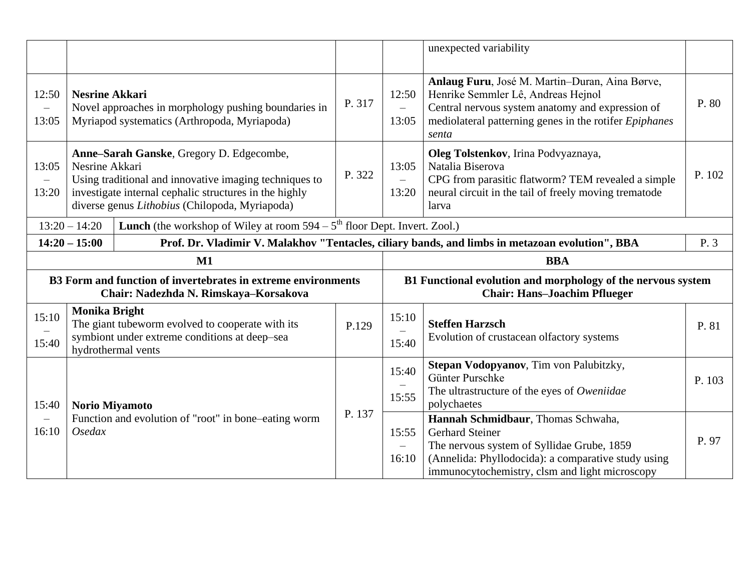| | | | | | |
|---|---|---|---|---|---|
| | | | | unexpected variability | |
| 12:50 – 13:05 | **Nesrine Akkari**<br>Novel approaches in morphology pushing boundaries in Myriapod systematics (Arthropoda, Myriapoda) | P. 317 | 12:50 – 13:05 | **Anlaug Furu**, José M. Martin–Duran, Aina Børve, Henrike Semmler Lê, Andreas Hejnol<br>Central nervous system anatomy and expression of mediolateral patterning genes in the rotifer *Epiphanes senta* | P. 80 |
| 13:05 – 13:20 | **Anne–Sarah Ganske**, Gregory D. Edgecombe, Nesrine Akkari<br>Using traditional and innovative imaging techniques to investigate internal cephalic structures in the highly diverse genus *Lithobius* (Chilopoda, Myriapoda) | P. 322 | 13:05 – 13:20 | **Oleg Tolstenkov**, Irina Podvyaznaya, Natalia Biserova<br>CPG from parasitic flatworm? TEM revealed a simple neural circuit in the tail of freely moving trematode larva | P. 102 |
| 13:20 – 14:20 | **Lunch** (the workshop of Wiley at room 594 – 5th floor Dept. Invert. Zool.) | | | | |
| **14:20 – 15:00** | **Prof. Dr. Vladimir V. Malakhov "Tentacles, ciliary bands, and limbs in metazoan evolution", BBA** | | | | P. 3 |
| **M1** | | | **BBA** | | |
| **B3 Form and function of invertebrates in extreme environments**<br>**Chair: Nadezhda N. Rimskaya–Korsakova** | | | **B1 Functional evolution and morphology of the nervous system**<br>**Chair: Hans–Joachim Pflueger** | | |
| 15:10 – 15:40 | **Monika Bright**<br>The giant tubeworm evolved to cooperate with its symbiont under extreme conditions at deep–sea hydrothermal vents | P.129 | 15:10 – 15:40 | **Steffen Harzsch**<br>Evolution of crustacean olfactory systems | P. 81 |
| 15:40 – 16:10 | **Norio Miyamoto**<br>Function and evolution of "root" in bone–eating worm *Osedax* | P. 137 | 15:40 – 15:55 | **Stepan Vodopyanov**, Tim von Palubitzky, Günter Purschke<br>The ultrastructure of the eyes of *Oweniidae* polychaetes | P. 103 |
| | | | 15:55 – 16:10 | **Hannah Schmidbaur**, Thomas Schwaha, Gerhard Steiner<br>The nervous system of Syllidae Grube, 1859 (Annelida: Phyllodocida): a comparative study using immunocytochemistry, clsm and light microscopy | P. 97 |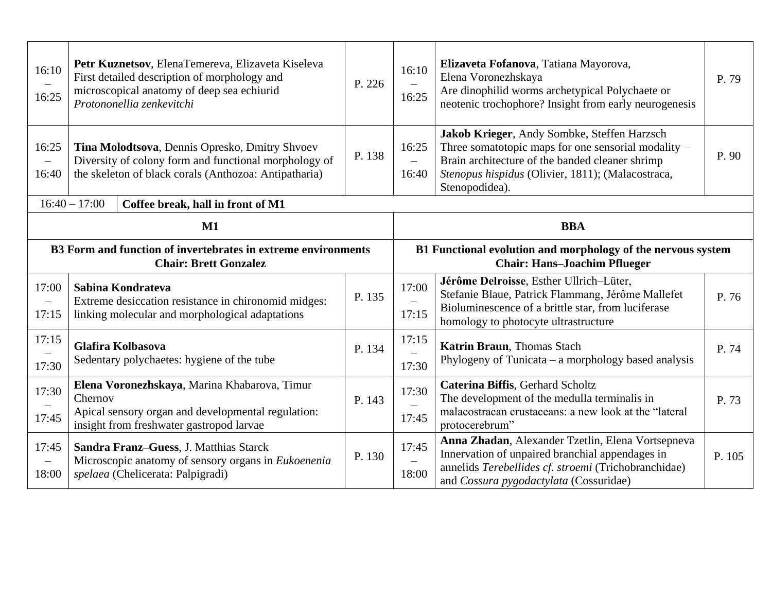| Time | Talk | Page | Time | Talk | Page |
|---|---|---|---|---|---|
| 16:10 – 16:25 | **Petr Kuznetsov**, ElenaTemereva, Elizaveta Kiseleva<br>First detailed description of morphology and microscopical anatomy of deep sea echiurid *Protononellia zenkevitchi* | P. 226 | 16:10 – 16:25 | **Elizaveta Fofanova**, Tatiana Mayorova, Elena Voronezhskaya<br>Are dinophilid worms archetypical Polychaete or neotenic trochophore? Insight from early neurogenesis | P. 79 |
| 16:25 – 16:40 | **Tina Molodtsova**, Dennis Opresko, Dmitry Shvoev<br>Diversity of colony form and functional morphology of the skeleton of black corals (Anthozoa: Antipatharia) | P. 138 | 16:25 – 16:40 | **Jakob Krieger**, Andy Sombke, Steffen Harzsch<br>Three somatotopic maps for one sensorial modality – Brain architecture of the banded cleaner shrimp *Stenopus hispidus* (Olivier, 1811); (Malacostraca, Stenopodidea). | P. 90 |
| 16:40 – 17:00 | **Coffee break, hall in front of M1** | | | | |
| **M1** | | | **BBA** | | |
| **B3 Form and function of invertebrates in extreme environments<br>Chair: Brett Gonzalez** | | | **B1 Functional evolution and morphology of the nervous system<br>Chair: Hans–Joachim Pflueger** | | |
| 17:00 – 17:15 | **Sabina Kondrateva**<br>Extreme desiccation resistance in chironomid midges: linking molecular and morphological adaptations | P. 135 | 17:00 – 17:15 | **Jérôme Delroisse**, Esther Ullrich–Lüter, Stefanie Blaue, Patrick Flammang, Jérôme Mallefet<br>Bioluminescence of a brittle star, from luciferase homology to photocyte ultrastructure | P. 76 |
| 17:15 – 17:30 | **Glafira Kolbasova**<br>Sedentary polychaetes: hygiene of the tube | P. 134 | 17:15 – 17:30 | **Katrin Braun**, Thomas Stach<br>Phylogeny of Tunicata – a morphology based analysis | P. 74 |
| 17:30 – 17:45 | **Elena Voronezhskaya**, Marina Khabarova, Timur Chernov<br>Apical sensory organ and developmental regulation: insight from freshwater gastropod larvae | P. 143 | 17:30 – 17:45 | **Caterina Biffis**, Gerhard Scholtz<br>The development of the medulla terminalis in malacostracan crustaceans: a new look at the "lateral protocerebrum" | P. 73 |
| 17:45 – 18:00 | **Sandra Franz–Guess**, J. Matthias Starck<br>Microscopic anatomy of sensory organs in *Eukoenenia spelaea* (Chelicerata: Palpigradi) | P. 130 | 17:45 – 18:00 | **Anna Zhadan**, Alexander Tzetlin, Elena Vortsepneva<br>Innervation of unpaired branchial appendages in annelids *Terebellides cf. stroemi* (Trichobranchidae) and *Cossura pygodactylata* (Cossuridae) | P. 105 |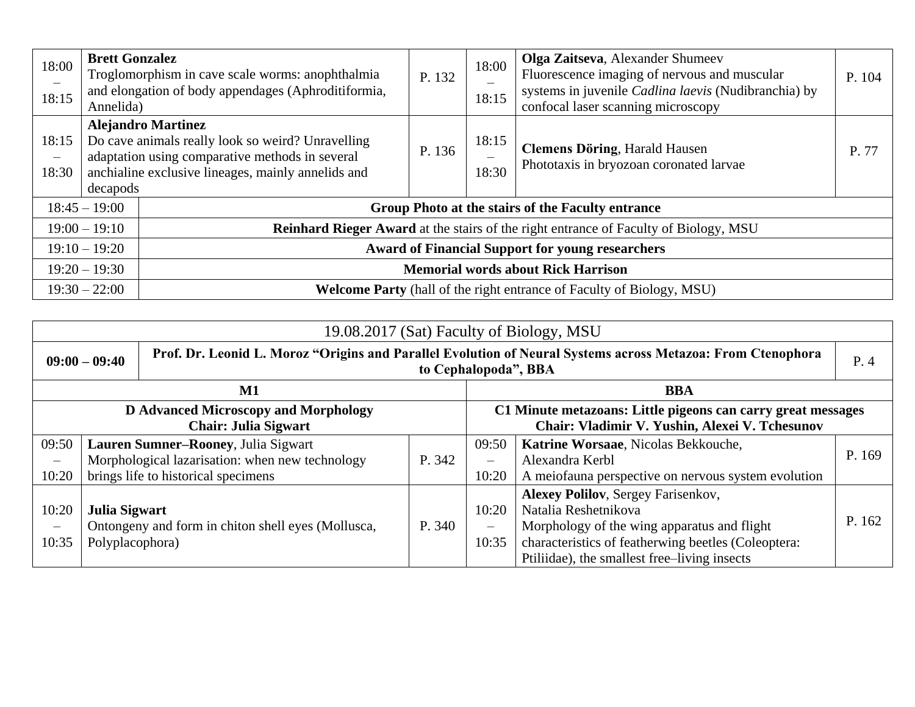| Time | Talk | Page | Time | Talk | Page |
|---|---|---|---|---|---|
| 18:00 – 18:15 | **Brett Gonzalez**<br>Troglomorphism in cave scale worms: anophthalmia and elongation of body appendages (Aphroditiformia, Annelida) | P. 132 | 18:00 – 18:15 | **Olga Zaitseva**, Alexander Shumeev<br>Fluorescence imaging of nervous and muscular systems in juvenile *Cadlina laevis* (Nudibranchia) by confocal laser scanning microscopy | P. 104 |
| 18:15 – 18:30 | **Alejandro Martinez**<br>Do cave animals really look so weird? Unravelling adaptation using comparative methods in several anchialine exclusive lineages, mainly annelids and decapods | P. 136 | 18:15 – 18:30 | **Clemens Döring**, Harald Hausen<br>Phototaxis in bryozoan coronated larvae | P. 77 |
| 18:45 – 19:00 | **Group Photo at the stairs of the Faculty entrance** | | | | |
| 19:00 – 19:10 | **Reinhard Rieger Award** at the stairs of the right entrance of Faculty of Biology, MSU | | | | |
| 19:10 – 19:20 | **Award of Financial Support for young researchers** | | | | |
| 19:20 – 19:30 | **Memorial words about Rick Harrison** | | | | |
| 19:30 – 22:00 | **Welcome Party** (hall of the right entrance of Faculty of Biology, MSU) | | | | |

| 19.08.2017 (Sat) Faculty of Biology, MSU | | | | | |
|---|---|---|---|---|---|
| **09:00 – 09:40** | **Prof. Dr. Leonid L. Moroz "Origins and Parallel Evolution of Neural Systems across Metazoa: From Ctenophora to Cephalopoda", BBA** | | | | P. 4 |
| **M1** | | | **BBA** | | |
| **D Advanced Microscopy and Morphology**<br>**Chair: Julia Sigwart** | | | **C1 Minute metazoans: Little pigeons can carry great messages**<br>**Chair: Vladimir V. Yushin, Alexei V. Tchesunov** | | |
| 09:50 – 10:20 | **Lauren Sumner–Rooney**, Julia Sigwart<br>Morphological lazarisation: when new technology brings life to historical specimens | P. 342 | 09:50 – 10:20 | **Katrine Worsaae**, Nicolas Bekkouche, Alexandra Kerbl<br>A meiofauna perspective on nervous system evolution | P. 169 |
| 10:20 – 10:35 | **Julia Sigwart**<br>Ontongeny and form in chiton shell eyes (Mollusca, Polyplacophora) | P. 340 | 10:20 – 10:35 | **Alexey Polilov**, Sergey Farisenkov, Natalia Reshetnikova<br>Morphology of the wing apparatus and flight characteristics of featherwing beetles (Coleoptera: Ptiliidae), the smallest free–living insects | P. 162 |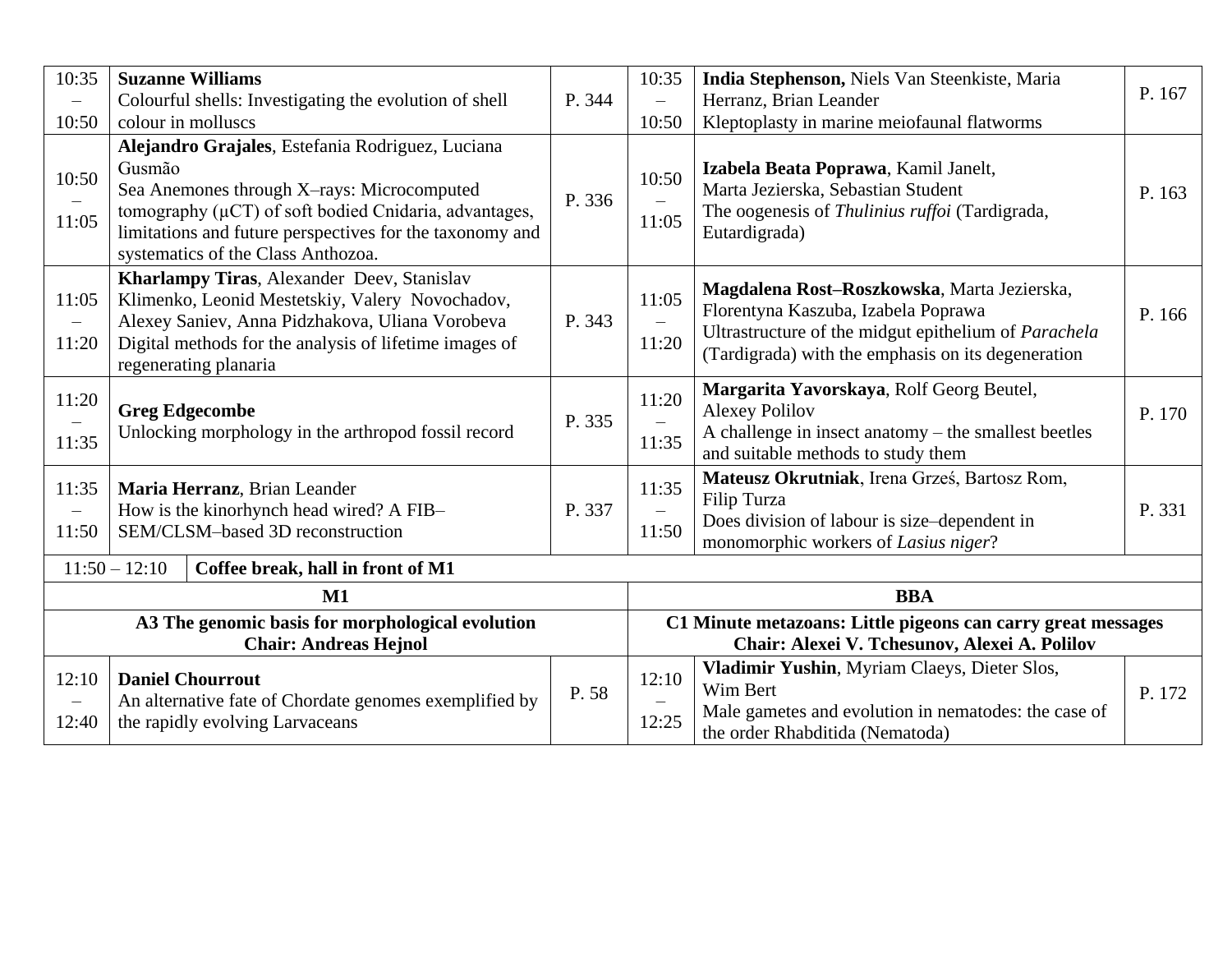| Time | Presentation | Page | Time | Presentation | Page |
|---|---|---|---|---|---|
| 10:35 – 10:50 | **Suzanne Williams**<br>Colourful shells: Investigating the evolution of shell colour in molluscs | P. 344 | 10:35 – 10:50 | **India Stephenson,** Niels Van Steenkiste, Maria Herranz, Brian Leander<br>Kleptoplasty in marine meiofaunal flatworms | P. 167 |
| 10:50 – 11:05 | **Alejandro Grajales**, Estefania Rodriguez, Luciana Gusmão<br>Sea Anemones through X–rays: Microcomputed tomography (μCT) of soft bodied Cnidaria, advantages, limitations and future perspectives for the taxonomy and systematics of the Class Anthozoa. | P. 336 | 10:50 – 11:05 | **Izabela Beata Poprawa**, Kamil Janelt, Marta Jezierska, Sebastian Student<br>The oogenesis of *Thulinius ruffoi* (Tardigrada, Eutardigrada) | P. 163 |
| 11:05 – 11:20 | **Kharlampy Tiras**, Alexander Deev, Stanislav Klimenko, Leonid Mestetskiy, Valery Novochadov, Alexey Saniev, Anna Pidzhakova, Uliana Vorobeva<br>Digital methods for the analysis of lifetime images of regenerating planaria | P. 343 | 11:05 – 11:20 | **Magdalena Rost–Roszkowska**, Marta Jezierska, Florentyna Kaszuba, Izabela Poprawa<br>Ultrastructure of the midgut epithelium of *Parachela* (Tardigrada) with the emphasis on its degeneration | P. 166 |
| 11:20 – 11:35 | **Greg Edgecombe**<br>Unlocking morphology in the arthropod fossil record | P. 335 | 11:20 – 11:35 | **Margarita Yavorskaya**, Rolf Georg Beutel, Alexey Polilov<br>A challenge in insect anatomy – the smallest beetles and suitable methods to study them | P. 170 |
| 11:35 – 11:50 | **Maria Herranz**, Brian Leander<br>How is the kinorhynch head wired? A FIB–SEM/CLSM–based 3D reconstruction | P. 337 | 11:35 – 11:50 | **Mateusz Okrutniak**, Irena Grześ, Bartosz Rom, Filip Turza<br>Does division of labour is size–dependent in monomorphic workers of *Lasius niger*? | P. 331 |
| 11:50 – 12:10 | **Coffee break, hall in front of M1** | | | | |
| **M1** | | | **BBA** | | |
| **A3 The genomic basis for morphological evolution**<br>**Chair: Andreas Hejnol** | | | **C1 Minute metazoans: Little pigeons can carry great messages**<br>**Chair: Alexei V. Tchesunov, Alexei A. Polilov** | | |
| 12:10 – 12:40 | **Daniel Chourrout**<br>An alternative fate of Chordate genomes exemplified by the rapidly evolving Larvaceans | P. 58 | 12:10 – 12:25 | **Vladimir Yushin**, Myriam Claeys, Dieter Slos, Wim Bert<br>Male gametes and evolution in nematodes: the case of the order Rhabditida (Nematoda) | P. 172 |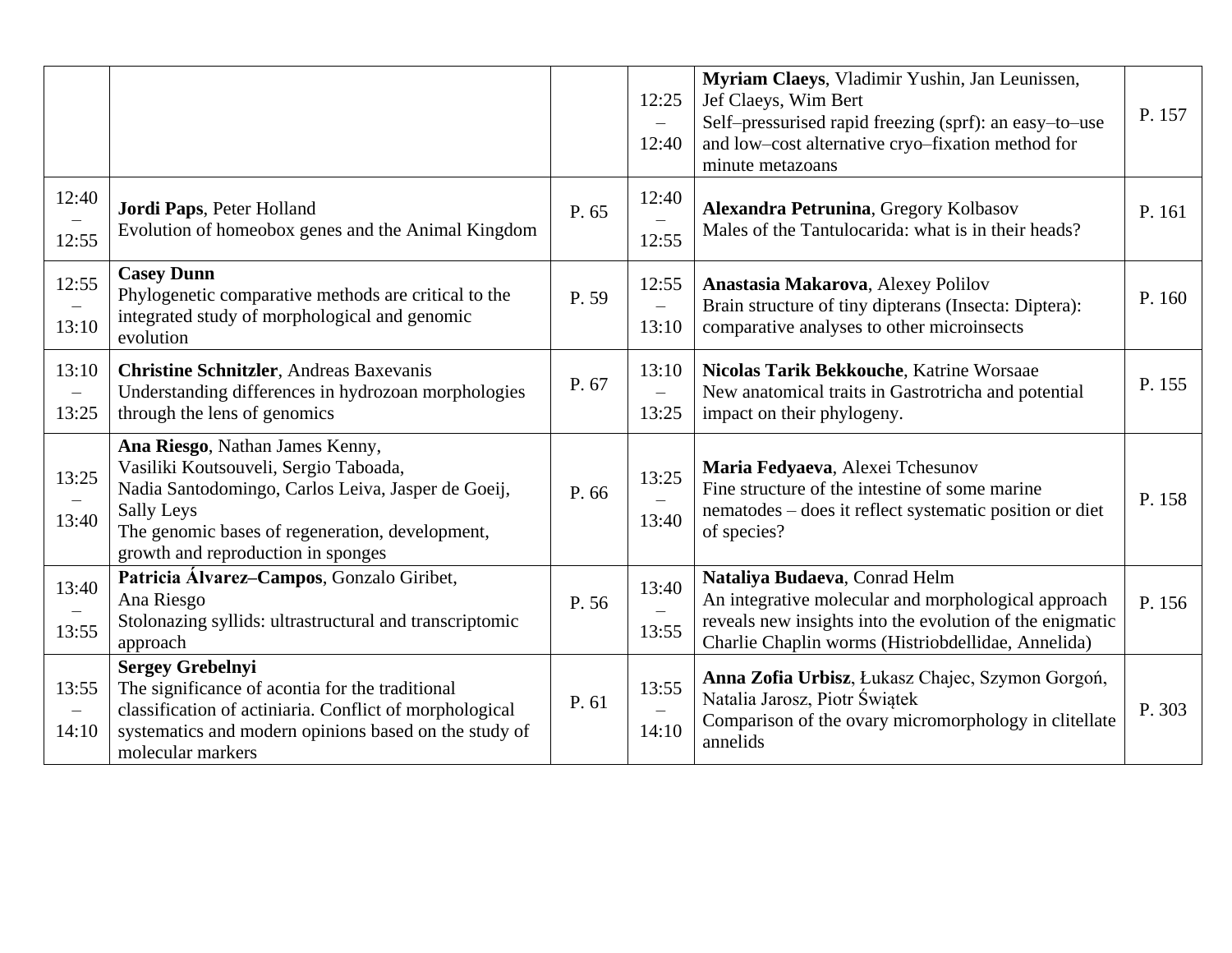| | | | | | |
|---|---|---|---|---|---|
| | | | 12:25 – 12:40 | **Myriam Claeys**, Vladimir Yushin, Jan Leunissen, Jef Claeys, Wim Bert<br>Self–pressurised rapid freezing (sprf): an easy–to–use and low–cost alternative cryo–fixation method for minute metazoans | P. 157 |
| 12:40 – 12:55 | **Jordi Paps**, Peter Holland<br>Evolution of homeobox genes and the Animal Kingdom | P. 65 | 12:40 – 12:55 | **Alexandra Petrunina**, Gregory Kolbasov<br>Males of the Tantulocarida: what is in their heads? | P. 161 |
| 12:55 – 13:10 | **Casey Dunn**<br>Phylogenetic comparative methods are critical to the integrated study of morphological and genomic evolution | P. 59 | 12:55 – 13:10 | **Anastasia Makarova**, Alexey Polilov<br>Brain structure of tiny dipterans (Insecta: Diptera): comparative analyses to other microinsects | P. 160 |
| 13:10 – 13:25 | **Christine Schnitzler**, Andreas Baxevanis<br>Understanding differences in hydrozoan morphologies through the lens of genomics | P. 67 | 13:10 – 13:25 | **Nicolas Tarik Bekkouche**, Katrine Worsaae<br>New anatomical traits in Gastrotricha and potential impact on their phylogeny. | P. 155 |
| 13:25 – 13:40 | **Ana Riesgo**, Nathan James Kenny, Vasiliki Koutsouveli, Sergio Taboada, Nadia Santodomingo, Carlos Leiva, Jasper de Goeij, Sally Leys<br>The genomic bases of regeneration, development, growth and reproduction in sponges | P. 66 | 13:25 – 13:40 | **Maria Fedyaeva**, Alexei Tchesunov<br>Fine structure of the intestine of some marine nematodes – does it reflect systematic position or diet of species? | P. 158 |
| 13:40 – 13:55 | **Patricia Álvarez–Campos**, Gonzalo Giribet, Ana Riesgo<br>Stolonazing syllids: ultrastructural and transcriptomic approach | P. 56 | 13:40 – 13:55 | **Nataliya Budaeva**, Conrad Helm<br>An integrative molecular and morphological approach reveals new insights into the evolution of the enigmatic Charlie Chaplin worms (Histriobdellidae, Annelida) | P. 156 |
| 13:55 – 14:10 | **Sergey Grebelnyi**<br>The significance of acontia for the traditional classification of actiniaria. Conflict of morphological systematics and modern opinions based on the study of molecular markers | P. 61 | 13:55 – 14:10 | **Anna Zofia Urbisz**, Łukasz Chajec, Szymon Gorgoń, Natalia Jarosz, Piotr Świątek<br>Comparison of the ovary micromorphology in clitellate annelids | P. 303 |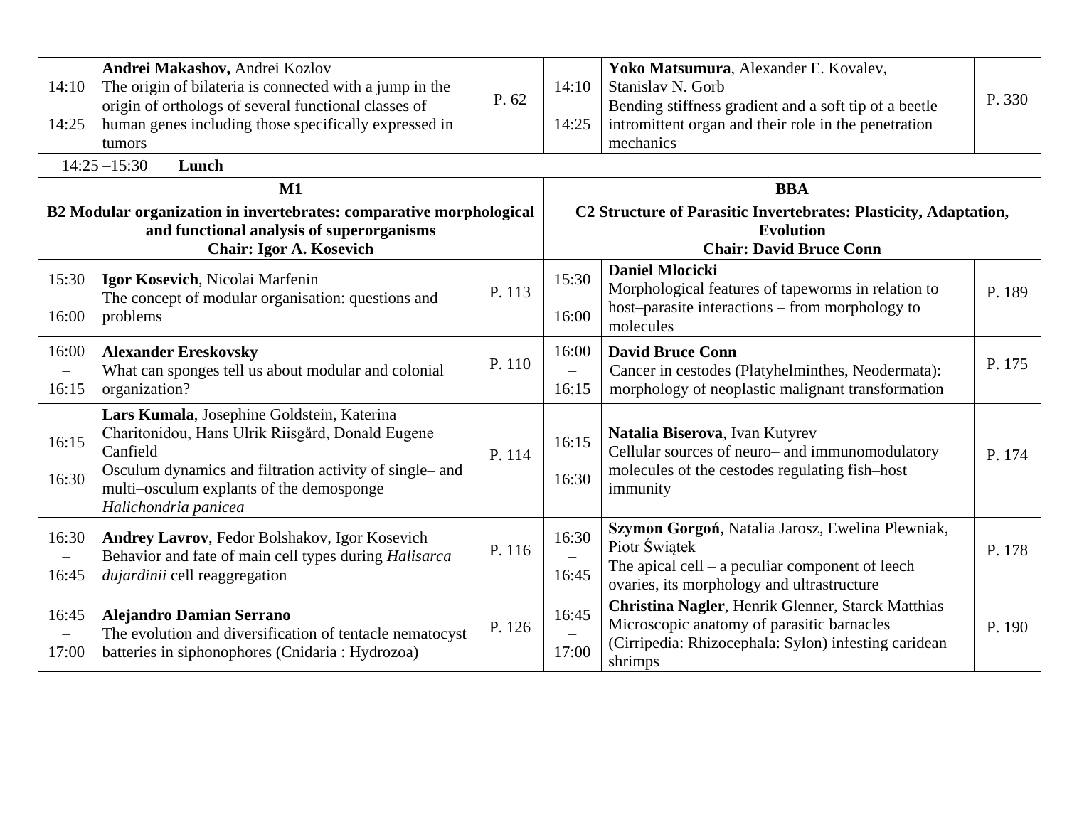| Time | Talk | Page | Time | Talk | Page |
|---|---|---|---|---|---|
| 14:10 – 14:25 | **Andrei Makashov,** Andrei Kozlov<br>The origin of bilateria is connected with a jump in the origin of orthologs of several functional classes of human genes including those specifically expressed in tumors | P. 62 | 14:10 – 14:25 | **Yoko Matsumura**, Alexander E. Kovalev, Stanislav N. Gorb<br>Bending stiffness gradient and a soft tip of a beetle intromittent organ and their role in the penetration mechanics | P. 330 |
| 14:25 –15:30 | **Lunch** | | | | |
| | **M1** | | | **BBA** | |
| | **B2 Modular organization in invertebrates: comparative morphological and functional analysis of superorganisms**<br>**Chair: Igor A. Kosevich** | | | **C2 Structure of Parasitic Invertebrates: Plasticity, Adaptation, Evolution**<br>**Chair: David Bruce Conn** | |
| 15:30 – 16:00 | **Igor Kosevich**, Nicolai Marfenin<br>The concept of modular organisation: questions and problems | P. 113 | 15:30 – 16:00 | **Daniel Mlocicki**<br>Morphological features of tapeworms in relation to host–parasite interactions – from morphology to molecules | P. 189 |
| 16:00 – 16:15 | **Alexander Ereskovsky**<br>What can sponges tell us about modular and colonial organization? | P. 110 | 16:00 – 16:15 | **David Bruce Conn**<br>Cancer in cestodes (Platyhelminthes, Neodermata): morphology of neoplastic malignant transformation | P. 175 |
| 16:15 – 16:30 | **Lars Kumala**, Josephine Goldstein, Katerina Charitonidou, Hans Ulrik Riisgård, Donald Eugene Canfield<br>Osculum dynamics and filtration activity of single– and multi–osculum explants of the demosponge *Halichondria panicea* | P. 114 | 16:15 – 16:30 | **Natalia Biserova**, Ivan Kutyrev<br>Cellular sources of neuro– and immunomodulatory molecules of the cestodes regulating fish–host immunity | P. 174 |
| 16:30 – 16:45 | **Andrey Lavrov**, Fedor Bolshakov, Igor Kosevich<br>Behavior and fate of main cell types during *Halisarca dujardinii* cell reaggregation | P. 116 | 16:30 – 16:45 | **Szymon Gorgoń**, Natalia Jarosz, Ewelina Plewniak, Piotr Świątek<br>The apical cell – a peculiar component of leech ovaries, its morphology and ultrastructure | P. 178 |
| 16:45 – 17:00 | **Alejandro Damian Serrano**<br>The evolution and diversification of tentacle nematocyst batteries in siphonophores (Cnidaria : Hydrozoa) | P. 126 | 16:45 – 17:00 | **Christina Nagler**, Henrik Glenner, Starck Matthias<br>Microscopic anatomy of parasitic barnacles (Cirripedia: Rhizocephala: Sylon) infesting caridean shrimps | P. 190 |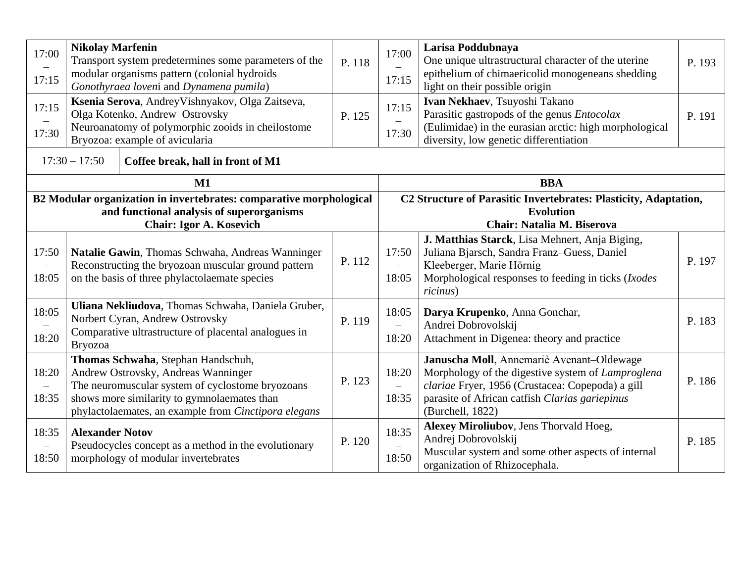| Time | Talk | Page | Time | Talk | Page |
|---|---|---|---|---|---|
| 17:00 – 17:15 | **Nikolay Marfenin**<br>Transport system predetermines some parameters of the modular organisms pattern (colonial hydroids *Gonothyraea loven*i and *Dynamena pumila*) | P. 118 | 17:00 – 17:15 | **Larisa Poddubnaya**<br>One unique ultrastructural character of the uterine epithelium of chimaericolid monogeneans shedding light on their possible origin | P. 193 |
| 17:15 – 17:30 | **Ksenia Serova**, AndreyVishnyakov, Olga Zaitseva, Olga Kotenko, Andrew Ostrovsky<br>Neuroanatomy of polymorphic zooids in cheilostome Bryozoa: example of avicularia | P. 125 | 17:15 – 17:30 | **Ivan Nekhaev**, Tsuyoshi Takano<br>Parasitic gastropods of the genus *Entocolax* (Eulimidae) in the eurasian arctic: high morphological diversity, low genetic differentiation | P. 191 |

| 17:30 – 17:50 | **Coffee break, hall in front of M1** |
|---|---|

| **M1** | | | **BBA** | | |
|---|---|---|---|---|---|
| **B2 Modular organization in invertebrates: comparative morphological and functional analysis of superorganisms**<br>**Chair: Igor A. Kosevich** | | | **C2 Structure of Parasitic Invertebrates: Plasticity, Adaptation, Evolution**<br>**Chair: Natalia M. Biserova** | | |
| 17:50 – 18:05 | **Natalie Gawin**, Thomas Schwaha, Andreas Wanninger<br>Reconstructing the bryozoan muscular ground pattern on the basis of three phylactolaemate species | P. 112 | 17:50 – 18:05 | **J. Matthias Starck**, Lisa Mehnert, Anja Biging, Juliana Bjarsch, Sandra Franz–Guess, Daniel Kleeberger, Marie Hörnig<br>Morphological responses to feeding in ticks (*Ixodes ricinus*) | P. 197 |
| 18:05 – 18:20 | **Uliana Nekliudova**, Thomas Schwaha, Daniela Gruber, Norbert Cyran, Andrew Ostrovsky<br>Comparative ultrastructure of placental analogues in Bryozoa | P. 119 | 18:05 – 18:20 | **Darya Krupenko**, Anna Gonchar, Andrei Dobrovolskij<br>Attachment in Digenea: theory and practice | P. 183 |
| 18:20 – 18:35 | **Thomas Schwaha**, Stephan Handschuh, Andrew Ostrovsky, Andreas Wanninger<br>The neuromuscular system of cyclostome bryozoans shows more similarity to gymnolaemates than phylactolaemates, an example from *Cinctipora elegans* | P. 123 | 18:20 – 18:35 | **Januscha Moll**, Annemariè Avenant–Oldewage<br>Morphology of the digestive system of *Lamproglena clariae* Fryer, 1956 (Crustacea: Copepoda) a gill parasite of African catfish *Clarias gariepinus* (Burchell, 1822) | P. 186 |
| 18:35 – 18:50 | **Alexander Notov**<br>Pseudocycles concept as a method in the evolutionary morphology of modular invertebrates | P. 120 | 18:35 – 18:50 | **Alexey Miroliubov**, Jens Thorvald Hoeg, Andrej Dobrovolskij<br>Muscular system and some other aspects of internal organization of Rhizocephala. | P. 185 |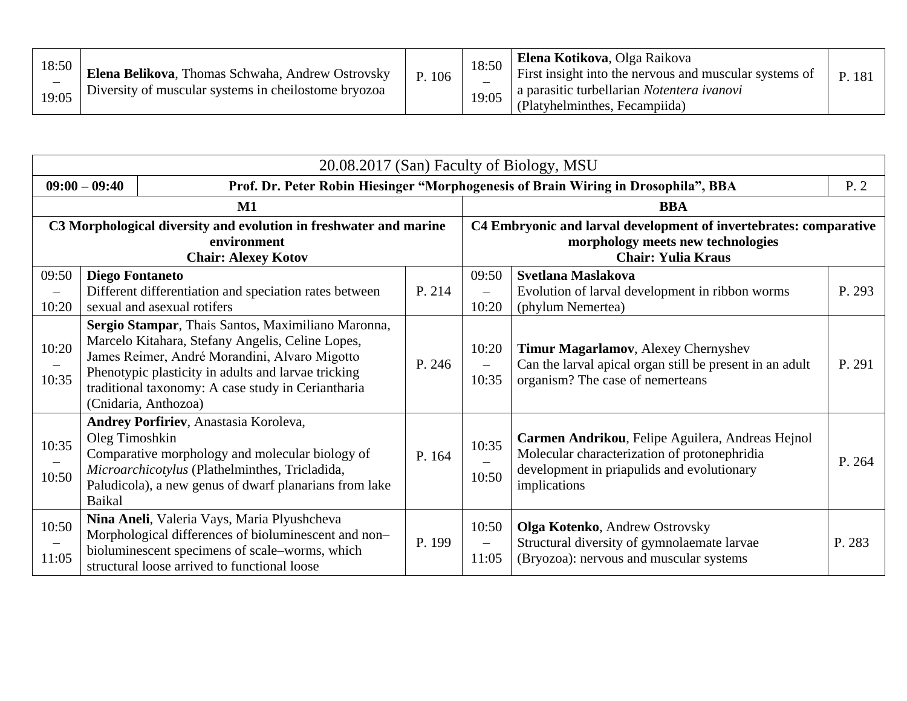| 18:50 – 19:05 | **Elena Belikova**, Thomas Schwaha, Andrew Ostrovsky<br>Diversity of muscular systems in cheilostome bryozoa | P. 106 | 18:50 – 19:05 | **Elena Kotikova**, Olga Raikova<br>First insight into the nervous and muscular systems of a parasitic turbellarian *Notentera ivanovi* (Platyhelminthes, Fecampiida) | P. 181 |
|---|---|---|---|---|---|

| 20.08.2017 (San) Faculty of Biology, MSU | | | | | |
|---|---|---|---|---|---|
| **09:00 – 09:40** | **Prof. Dr. Peter Robin Hiesinger "Morphogenesis of Brain Wiring in Drosophila", BBA** | | | | P. 2 |
| **M1** | | | **BBA** | | |
| **C3 Morphological diversity and evolution in freshwater and marine environment**<br>**Chair: Alexey Kotov** | | | **C4 Embryonic and larval development of invertebrates: comparative morphology meets new technologies**<br>**Chair: Yulia Kraus** | | |
| 09:50 – 10:20 | **Diego Fontaneto**<br>Different differentiation and speciation rates between sexual and asexual rotifers | P. 214 | 09:50 – 10:20 | **Svetlana Maslakova**<br>Evolution of larval development in ribbon worms (phylum Nemertea) | P. 293 |
| 10:20 – 10:35 | **Sergio Stampar**, Thais Santos, Maximiliano Maronna, Marcelo Kitahara, Stefany Angelis, Celine Lopes, James Reimer, André Morandini, Alvaro Migotto<br>Phenotypic plasticity in adults and larvae tricking traditional taxonomy: A case study in Ceriantharia (Cnidaria, Anthozoa) | P. 246 | 10:20 – 10:35 | **Timur Magarlamov**, Alexey Chernyshev<br>Can the larval apical organ still be present in an adult organism? The case of nemerteans | P. 291 |
| 10:35 – 10:50 | **Andrey Porfiriev**, Anastasia Koroleva, Oleg Timoshkin<br>Comparative morphology and molecular biology of *Microarchicotylus* (Plathelminthes, Tricladida, Paludicola), a new genus of dwarf planarians from lake Baikal | P. 164 | 10:35 – 10:50 | **Carmen Andrikou**, Felipe Aguilera, Andreas Hejnol<br>Molecular characterization of protonephridia development in priapulids and evolutionary implications | P. 264 |
| 10:50 – 11:05 | **Nina Aneli**, Valeria Vays, Maria Plyushcheva<br>Morphological differences of bioluminescent and non–bioluminescent specimens of scale–worms, which structural loose arrived to functional loose | P. 199 | 10:50 – 11:05 | **Olga Kotenko**, Andrew Ostrovsky<br>Structural diversity of gymnolaemate larvae (Bryozoa): nervous and muscular systems | P. 283 |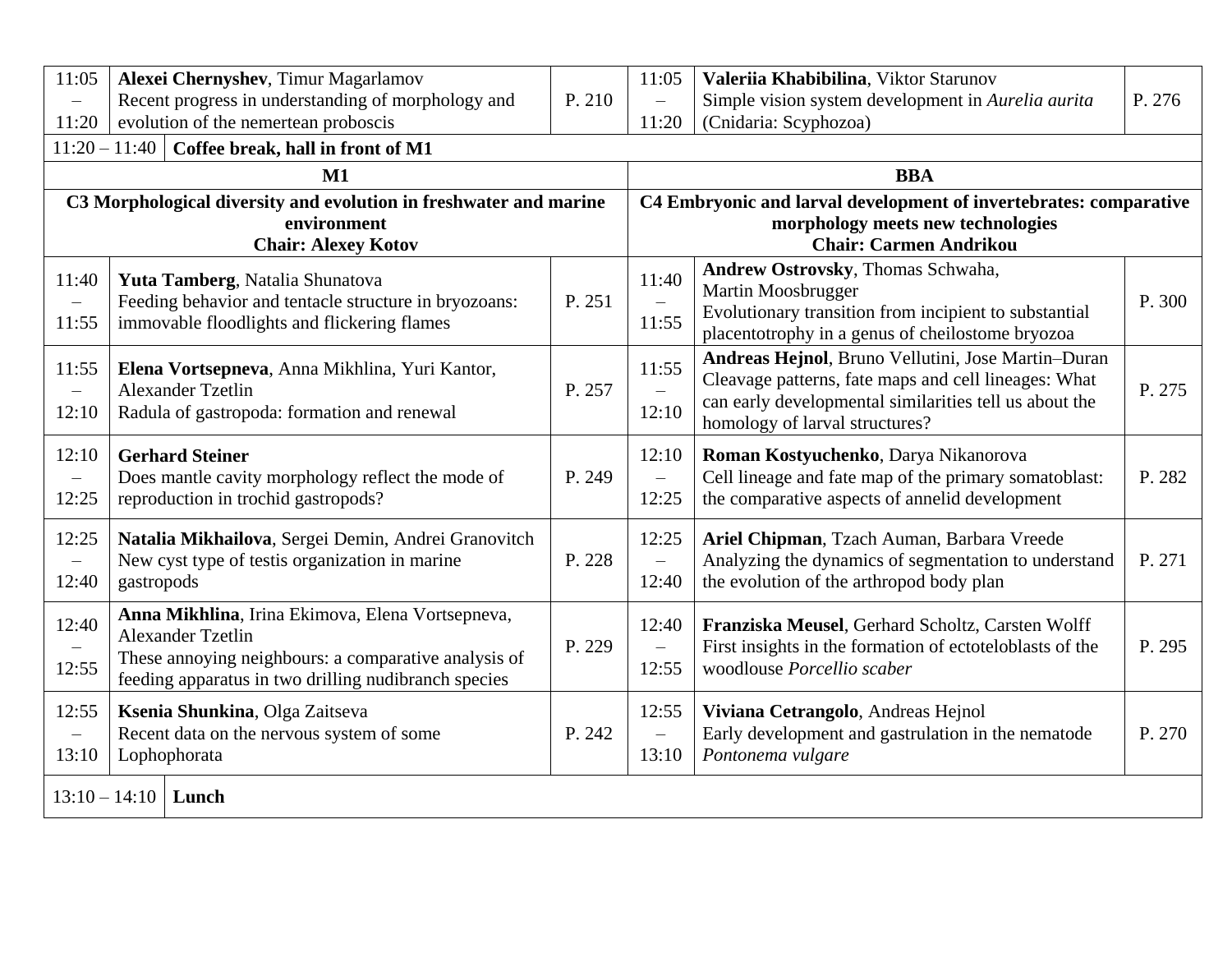| Time | Talk | Page | Time | Talk | Page |
|---|---|---|---|---|---|
| 11:05 – 11:20 | **Alexei Chernyshev**, Timur Magarlamov<br>Recent progress in understanding of morphology and evolution of the nemertean proboscis | P. 210 | 11:05 – 11:20 | **Valeriia Khabibilina**, Viktor Starunov<br>Simple vision system development in *Aurelia aurita* (Cnidaria: Scyphozoa) | P. 276 |
| 11:20 – 11:40 | **Coffee break, hall in front of M1** | | | | |
| **M1** | | | **BBA** | | |
| **C3 Morphological diversity and evolution in freshwater and marine environment**<br>**Chair: Alexey Kotov** | | | **C4 Embryonic and larval development of invertebrates: comparative morphology meets new technologies**<br>**Chair: Carmen Andrikou** | | |
| 11:40 – 11:55 | **Yuta Tamberg**, Natalia Shunatova<br>Feeding behavior and tentacle structure in bryozoans: immovable floodlights and flickering flames | P. 251 | 11:40 – 11:55 | **Andrew Ostrovsky**, Thomas Schwaha, Martin Moosbrugger<br>Evolutionary transition from incipient to substantial placentotrophy in a genus of cheilostome bryozoa | P. 300 |
| 11:55 – 12:10 | **Elena Vortsepneva**, Anna Mikhlina, Yuri Kantor, Alexander Tzetlin<br>Radula of gastropoda: formation and renewal | P. 257 | 11:55 – 12:10 | **Andreas Hejnol**, Bruno Vellutini, Jose Martin–Duran<br>Cleavage patterns, fate maps and cell lineages: What can early developmental similarities tell us about the homology of larval structures? | P. 275 |
| 12:10 – 12:25 | **Gerhard Steiner**<br>Does mantle cavity morphology reflect the mode of reproduction in trochid gastropods? | P. 249 | 12:10 – 12:25 | **Roman Kostyuchenko**, Darya Nikanorova<br>Cell lineage and fate map of the primary somatoblast: the comparative aspects of annelid development | P. 282 |
| 12:25 – 12:40 | **Natalia Mikhailova**, Sergei Demin, Andrei Granovitch<br>New cyst type of testis organization in marine gastropods | P. 228 | 12:25 – 12:40 | **Ariel Chipman**, Tzach Auman, Barbara Vreede<br>Analyzing the dynamics of segmentation to understand the evolution of the arthropod body plan | P. 271 |
| 12:40 – 12:55 | **Anna Mikhlina**, Irina Ekimova, Elena Vortsepneva, Alexander Tzetlin<br>These annoying neighbours: a comparative analysis of feeding apparatus in two drilling nudibranch species | P. 229 | 12:40 – 12:55 | **Franziska Meusel**, Gerhard Scholtz, Carsten Wolff<br>First insights in the formation of ectoteloblasts of the woodlouse *Porcellio scaber* | P. 295 |
| 12:55 – 13:10 | **Ksenia Shunkina**, Olga Zaitseva<br>Recent data on the nervous system of some Lophophorata | P. 242 | 12:55 – 13:10 | **Viviana Cetrangolo**, Andreas Hejnol<br>Early development and gastrulation in the nematode *Pontonema vulgare* | P. 270 |
| 13:10 – 14:10 | **Lunch** | | | | |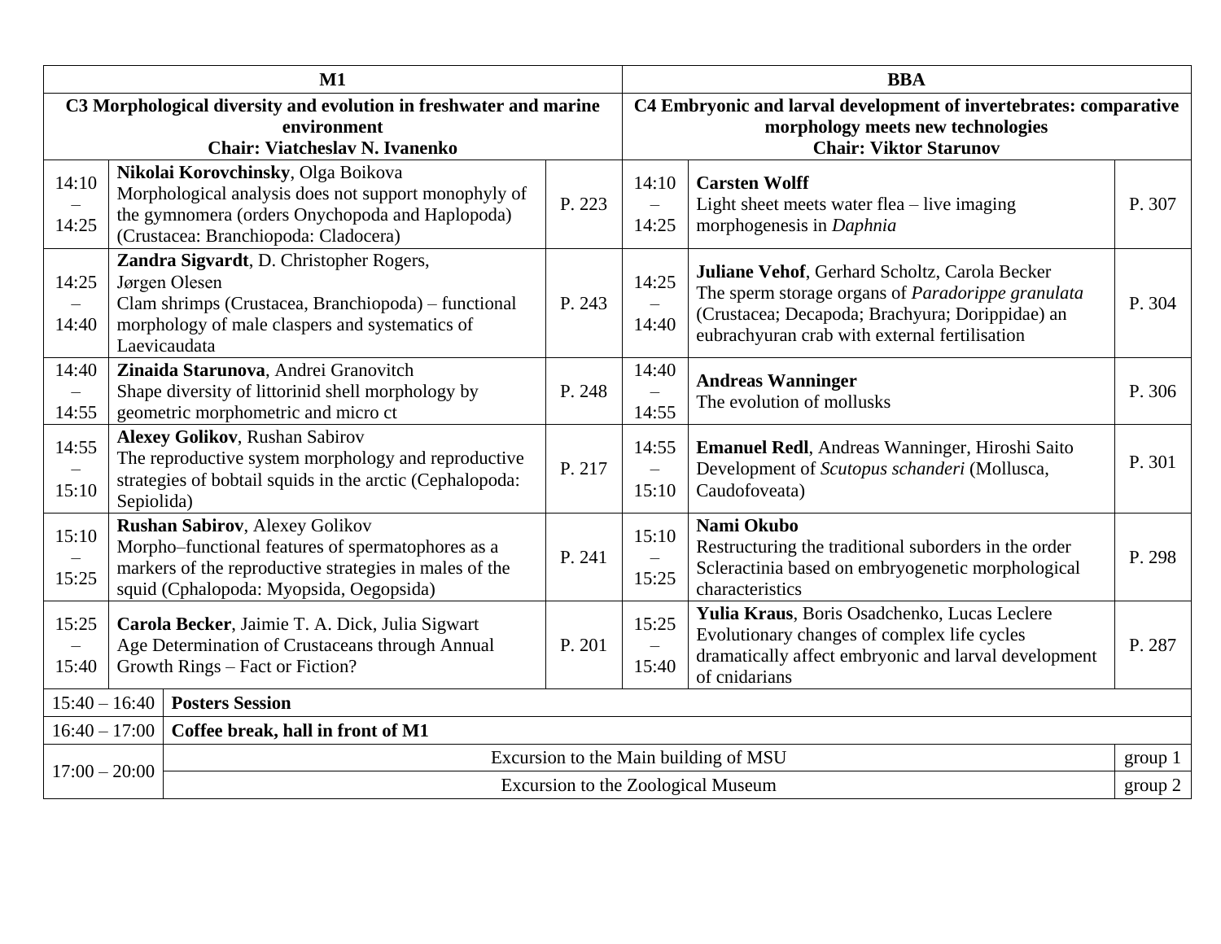| M1 | | | BBA | | |
|---|---|---|---|---|---|
| **C3 Morphological diversity and evolution in freshwater and marine environment**<br>**Chair: Viatcheslav N. Ivanenko** | | | **C4 Embryonic and larval development of invertebrates: comparative morphology meets new technologies**<br>**Chair: Viktor Starunov** | | |
| 14:10 – 14:25 | **Nikolai Korovchinsky**, Olga Boikova<br>Morphological analysis does not support monophyly of the gymnomera (orders Onychopoda and Haplopoda) (Crustacea: Branchiopoda: Cladocera) | P. 223 | 14:10 – 14:25 | **Carsten Wolff**<br>Light sheet meets water flea – live imaging morphogenesis in *Daphnia* | P. 307 |
| 14:25 – 14:40 | **Zandra Sigvardt**, D. Christopher Rogers, Jørgen Olesen<br>Clam shrimps (Crustacea, Branchiopoda) – functional morphology of male claspers and systematics of Laevicaudata | P. 243 | 14:25 – 14:40 | **Juliane Vehof**, Gerhard Scholtz, Carola Becker<br>The sperm storage organs of *Paradorippe granulata* (Crustacea; Decapoda; Brachyura; Dorippidae) an eubrachyuran crab with external fertilisation | P. 304 |
| 14:40 – 14:55 | **Zinaida Starunova**, Andrei Granovitch<br>Shape diversity of littorinid shell morphology by geometric morphometric and micro ct | P. 248 | 14:40 – 14:55 | **Andreas Wanninger**<br>The evolution of mollusks | P. 306 |
| 14:55 – 15:10 | **Alexey Golikov**, Rushan Sabirov<br>The reproductive system morphology and reproductive strategies of bobtail squids in the arctic (Cephalopoda: Sepiolida) | P. 217 | 14:55 – 15:10 | **Emanuel Redl**, Andreas Wanninger, Hiroshi Saito<br>Development of *Scutopus schanderi* (Mollusca, Caudofoveata) | P. 301 |
| 15:10 – 15:25 | **Rushan Sabirov**, Alexey Golikov<br>Morpho–functional features of spermatophores as a markers of the reproductive strategies in males of the squid (Cphalopoda: Myopsida, Oegopsida) | P. 241 | 15:10 – 15:25 | **Nami Okubo**<br>Restructuring the traditional suborders in the order Scleractinia based on embryogenetic morphological characteristics | P. 298 |
| 15:25 – 15:40 | **Carola Becker**, Jaimie T. A. Dick, Julia Sigwart<br>Age Determination of Crustaceans through Annual Growth Rings – Fact or Fiction? | P. 201 | 15:25 – 15:40 | **Yulia Kraus**, Boris Osadchenko, Lucas Leclere<br>Evolutionary changes of complex life cycles dramatically affect embryonic and larval development of cnidarians | P. 287 |
| 15:40 – 16:40 | **Posters Session** | | | | |
| 16:40 – 17:00 | **Coffee break, hall in front of M1** | | | | |
| 17:00 – 20:00 | Excursion to the Main building of MSU | | | | group 1 |
| | Excursion to the Zoological Museum | | | | group 2 |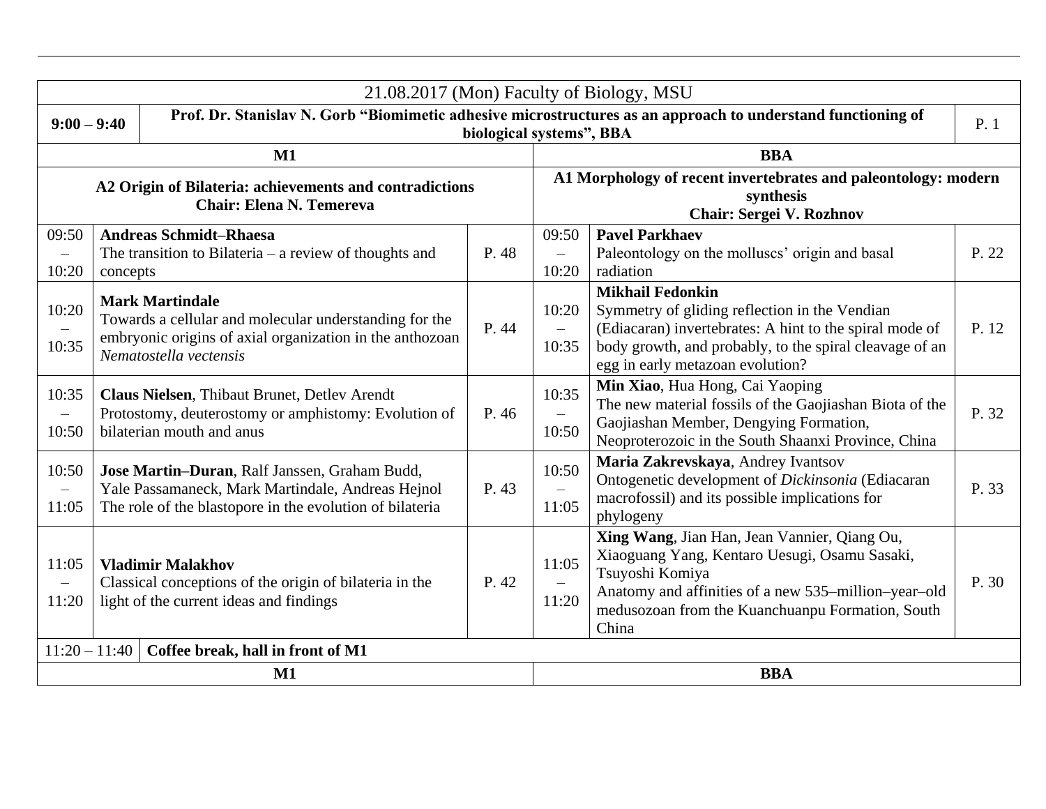| 21.08.2017 (Mon) Faculty of Biology, MSU | | | | | |
|---|---|---|---|---|---|
| **9:00 – 9:40** | **Prof. Dr. Stanislav N. Gorb "Biomimetic adhesive microstructures as an approach to understand functioning of biological systems", BBA** | | | | P. 1 |
| **M1** | | | **BBA** | | |
| **A2 Origin of Bilateria: achievements and contradictions**<br>**Chair: Elena N. Temereva** | | | **A1 Morphology of recent invertebrates and paleontology: modern synthesis**<br>**Chair: Sergei V. Rozhnov** | | |
| 09:50 – 10:20 | **Andreas Schmidt–Rhaesa**<br>The transition to Bilateria – a review of thoughts and concepts | P. 48 | 09:50 – 10:20 | **Pavel Parkhaev**<br>Paleontology on the molluscs' origin and basal radiation | P. 22 |
| 10:20 – 10:35 | **Mark Martindale**<br>Towards a cellular and molecular understanding for the embryonic origins of axial organization in the anthozoan *Nematostella vectensis* | P. 44 | 10:20 – 10:35 | **Mikhail Fedonkin**<br>Symmetry of gliding reflection in the Vendian (Ediacaran) invertebrates: A hint to the spiral mode of body growth, and probably, to the spiral cleavage of an egg in early metazoan evolution? | P. 12 |
| 10:35 – 10:50 | **Claus Nielsen**, Thibaut Brunet, Detlev Arendt<br>Protostomy, deuterostomy or amphistomy: Evolution of bilaterian mouth and anus | P. 46 | 10:35 – 10:50 | **Min Xiao**, Hua Hong, Cai Yaoping<br>The new material fossils of the Gaojiashan Biota of the Gaojiashan Member, Dengying Formation, Neoproterozoic in the South Shaanxi Province, China | P. 32 |
| 10:50 – 11:05 | **Jose Martin–Duran**, Ralf Janssen, Graham Budd, Yale Passamaneck, Mark Martindale, Andreas Hejnol<br>The role of the blastopore in the evolution of bilateria | P. 43 | 10:50 – 11:05 | **Maria Zakrevskaya**, Andrey Ivantsov<br>Ontogenetic development of *Dickinsonia* (Ediacaran macrofossil) and its possible implications for phylogeny | P. 33 |
| 11:05 – 11:20 | **Vladimir Malakhov**<br>Classical conceptions of the origin of bilateria in the light of the current ideas and findings | P. 42 | 11:05 – 11:20 | **Xing Wang**, Jian Han, Jean Vannier, Qiang Ou, Xiaoguang Yang, Kentaro Uesugi, Osamu Sasaki, Tsuyoshi Komiya<br>Anatomy and affinities of a new 535–million–year–old medusozoan from the Kuanchuanpu Formation, South China | P. 30 |
| 11:20 – 11:40 | **Coffee break, hall in front of M1** | | | | |
| **M1** | | | **BBA** | | |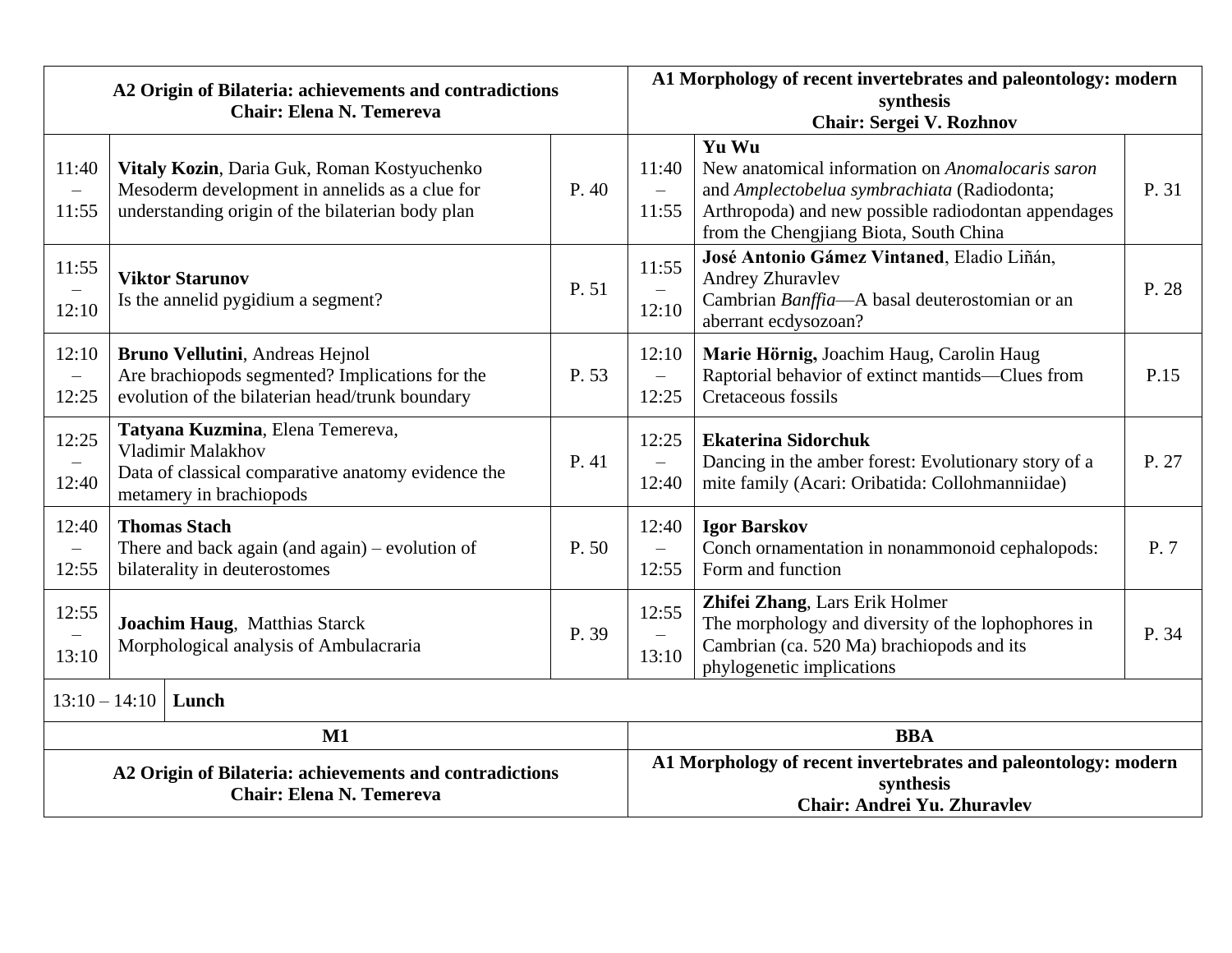| A2 Origin of Bilateria: achievements and contradictions<br>Chair: Elena N. Temereva | | | A1 Morphology of recent invertebrates and paleontology: modern synthesis<br>Chair: Sergei V. Rozhnov | | |
|---|---|---|---|---|---|
| 11:40 – 11:55 | **Vitaly Kozin**, Daria Guk, Roman Kostyuchenko<br>Mesoderm development in annelids as a clue for understanding origin of the bilaterian body plan | P. 40 | 11:40 – 11:55 | **Yu Wu**<br>New anatomical information on *Anomalocaris saron* and *Amplectobelua symbrachiata* (Radiodonta; Arthropoda) and new possible radiodontan appendages from the Chengjiang Biota, South China | P. 31 |
| 11:55 – 12:10 | **Viktor Starunov**<br>Is the annelid pygidium a segment? | P. 51 | 11:55 – 12:10 | **José Antonio Gámez Vintaned**, Eladio Liñán, Andrey Zhuravlev<br>Cambrian *Banffia*—A basal deuterostomian or an aberrant ecdysozoan? | P. 28 |
| 12:10 – 12:25 | **Bruno Vellutini**, Andreas Hejnol<br>Are brachiopods segmented? Implications for the evolution of the bilaterian head/trunk boundary | P. 53 | 12:10 – 12:25 | **Marie Hörnig,** Joachim Haug, Carolin Haug<br>Raptorial behavior of extinct mantids—Clues from Cretaceous fossils | P.15 |
| 12:25 – 12:40 | **Tatyana Kuzmina**, Elena Temereva, Vladimir Malakhov<br>Data of classical comparative anatomy evidence the metamery in brachiopods | P. 41 | 12:25 – 12:40 | **Ekaterina Sidorchuk**<br>Dancing in the amber forest: Evolutionary story of a mite family (Acari: Oribatida: Collohmanniidae) | P. 27 |
| 12:40 – 12:55 | **Thomas Stach**<br>There and back again (and again) – evolution of bilaterality in deuterostomes | P. 50 | 12:40 – 12:55 | **Igor Barskov**<br>Conch ornamentation in nonammonoid cephalopods: Form and function | P. 7 |
| 12:55 – 13:10 | **Joachim Haug**, Matthias Starck<br>Morphological analysis of Ambulacraria | P. 39 | 12:55 – 13:10 | **Zhifei Zhang**, Lars Erik Holmer<br>The morphology and diversity of the lophophores in Cambrian (ca. 520 Ma) brachiopods and its phylogenetic implications | P. 34 |
| 13:10 – 14:10 | **Lunch** | | | | |
| **M1** | | | **BBA** | | |
| **A2 Origin of Bilateria: achievements and contradictions<br>Chair: Elena N. Temereva** | | | **A1 Morphology of recent invertebrates and paleontology: modern synthesis<br>Chair: Andrei Yu. Zhuravlev** | | |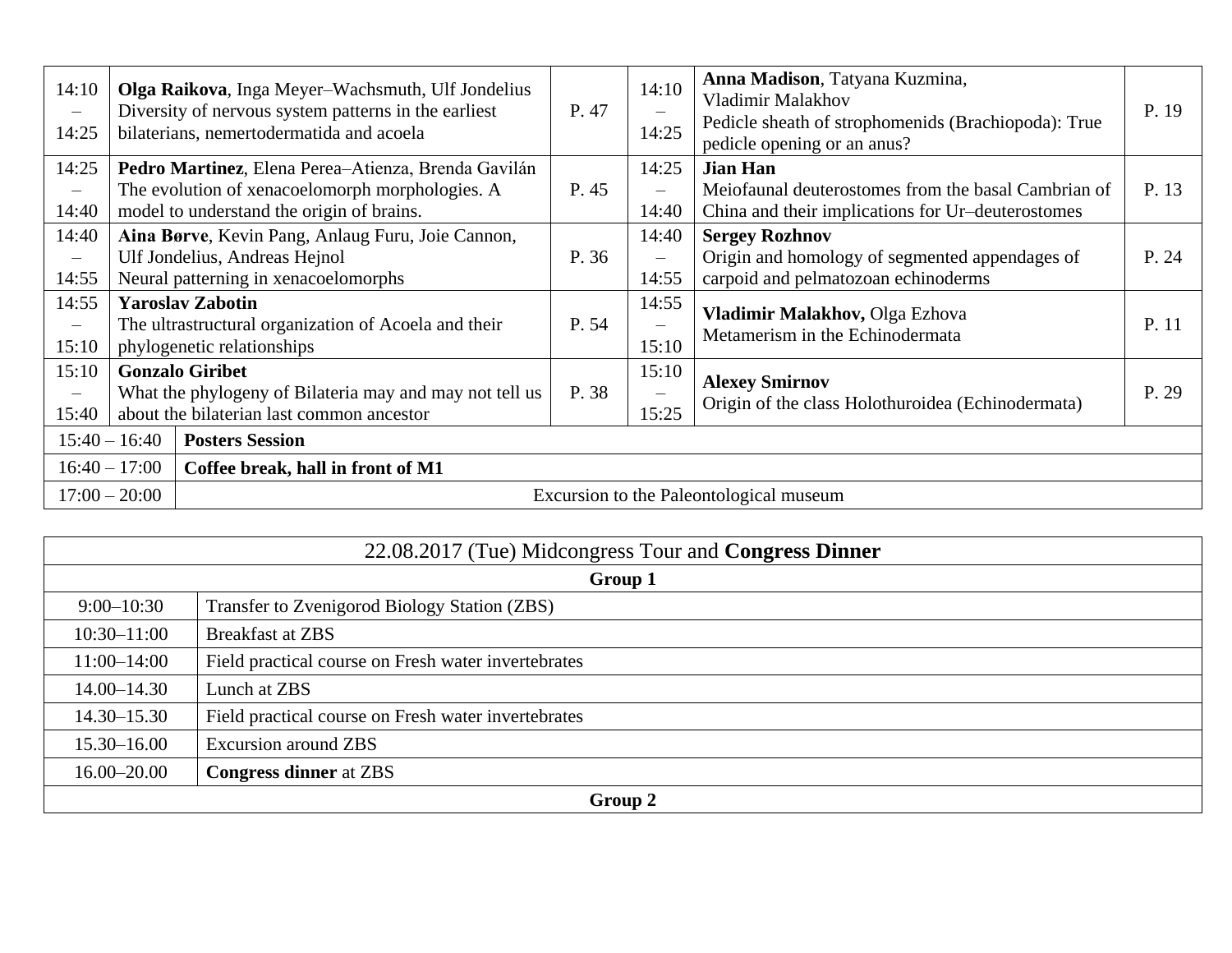| | | | | | |
|---|---|---|---|---|---|
| 14:10 – 14:25 | **Olga Raikova**, Inga Meyer–Wachsmuth, Ulf Jondelius<br>Diversity of nervous system patterns in the earliest bilaterians, nemertodermatida and acoela | P. 47 | 14:10 – 14:25 | **Anna Madison**, Tatyana Kuzmina, Vladimir Malakhov<br>Pedicle sheath of strophomenids (Brachiopoda): True pedicle opening or an anus? | P. 19 |
| 14:25 – 14:40 | **Pedro Martinez**, Elena Perea–Atienza, Brenda Gavilán<br>The evolution of xenacoelomorph morphologies. A model to understand the origin of brains. | P. 45 | 14:25 – 14:40 | **Jian Han**<br>Meiofaunal deuterostomes from the basal Cambrian of China and their implications for Ur–deuterostomes | P. 13 |
| 14:40 – 14:55 | **Aina Børve**, Kevin Pang, Anlaug Furu, Joie Cannon, Ulf Jondelius, Andreas Hejnol<br>Neural patterning in xenacoelomorphs | P. 36 | 14:40 – 14:55 | **Sergey Rozhnov**<br>Origin and homology of segmented appendages of carpoid and pelmatozoan echinoderms | P. 24 |
| 14:55 – 15:10 | **Yaroslav Zabotin**<br>The ultrastructural organization of Acoela and their phylogenetic relationships | P. 54 | 14:55 – 15:10 | **Vladimir Malakhov,** Olga Ezhova<br>Metamerism in the Echinodermata | P. 11 |
| 15:10 – 15:40 | **Gonzalo Giribet**<br>What the phylogeny of Bilateria may and may not tell us about the bilaterian last common ancestor | P. 38 | 15:10 – 15:25 | **Alexey Smirnov**<br>Origin of the class Holothuroidea (Echinodermata) | P. 29 |
| 15:40 – 16:40 | **Posters Session** | | | | |
| 16:40 – 17:00 | **Coffee break, hall in front of M1** | | | | |
| 17:00 – 20:00 | Excursion to the Paleontological museum | | | | |

| 22.08.2017 (Tue) Midcongress Tour and **Congress Dinner** | |
|---|---|
| **Group 1** | |
| 9:00–10:30 | Transfer to Zvenigorod Biology Station (ZBS) |
| 10:30–11:00 | Breakfast at ZBS |
| 11:00–14:00 | Field practical course on Fresh water invertebrates |
| 14.00–14.30 | Lunch at ZBS |
| 14.30–15.30 | Field practical course on Fresh water invertebrates |
| 15.30–16.00 | Excursion around ZBS |
| 16.00–20.00 | **Congress dinner** at ZBS |
| **Group 2** | |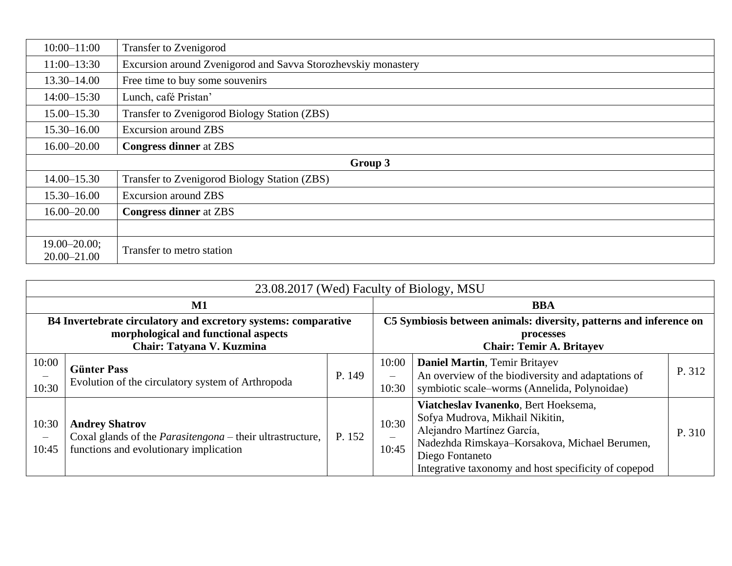| | |
|---|---|
| 10:00–11:00 | Transfer to Zvenigorod |
| 11:00–13:30 | Excursion around Zvenigorod and Savva Storozhevskiy monastery |
| 13.30–14.00 | Free time to buy some souvenirs |
| 14:00–15:30 | Lunch, café Pristan' |
| 15.00–15.30 | Transfer to Zvenigorod Biology Station (ZBS) |
| 15.30–16.00 | Excursion around ZBS |
| 16.00–20.00 | **Congress dinner** at ZBS |
| **Group 3** | |
| 14.00–15.30 | Transfer to Zvenigorod Biology Station (ZBS) |
| 15.30–16.00 | Excursion around ZBS |
| 16.00–20.00 | **Congress dinner** at ZBS |
| | |
| 19.00–20.00; 20.00–21.00 | Transfer to metro station |

| 23.08.2017 (Wed) Faculty of Biology, MSU | | | | | |
|---|---|---|---|---|---|
| **M1** | | | **BBA** | | |
| **B4 Invertebrate circulatory and excretory systems: comparative morphological and functional aspects Chair: Tatyana V. Kuzmina** | | | **C5 Symbiosis between animals: diversity, patterns and inference on processes Chair: Temir A. Britayev** | | |
| 10:00 – 10:30 | **Günter Pass** Evolution of the circulatory system of Arthropoda | P. 149 | 10:00 – 10:30 | **Daniel Martin**, Temir Britayev An overview of the biodiversity and adaptations of symbiotic scale–worms (Annelida, Polynoidae) | P. 312 |
| 10:30 – 10:45 | **Andrey Shatrov** Coxal glands of the *Parasitengona* – their ultrastructure, functions and evolutionary implication | P. 152 | 10:30 – 10:45 | **Viatcheslav Ivanenko**, Bert Hoeksema, Sofya Mudrova, Mikhail Nikitin, Alejandro Martínez García, Nadezhda Rimskaya–Korsakova, Michael Berumen, Diego Fontaneto Integrative taxonomy and host specificity of copepod | P. 310 |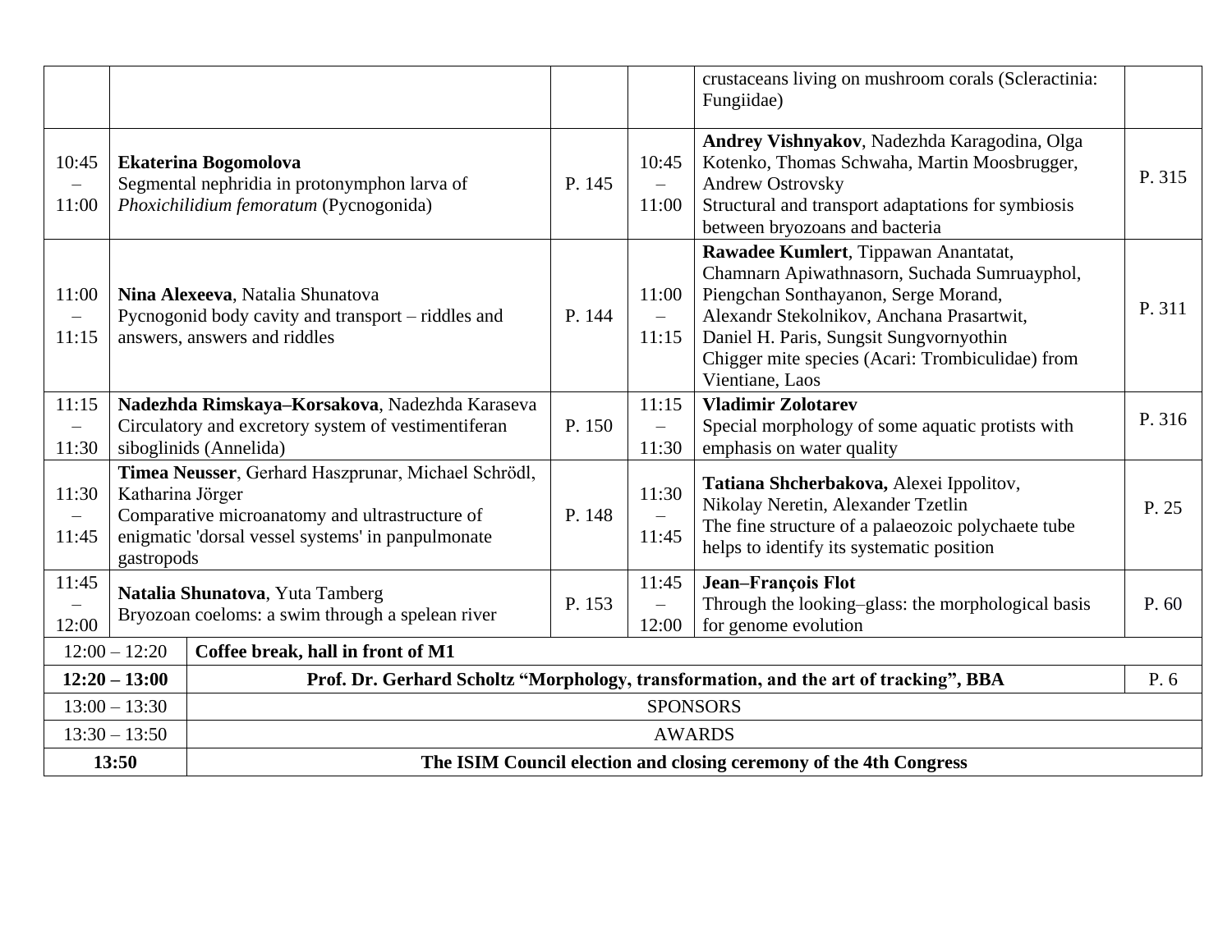| | | | | | |
|---|---|---|---|---|---|
| | | | | crustaceans living on mushroom corals (Scleractinia: Fungiidae) | |
| 10:45 – 11:00 | **Ekaterina Bogomolova**<br>Segmental nephridia in protonymphon larva of *Phoxichilidium femoratum* (Pycnogonida) | P. 145 | 10:45 – 11:00 | **Andrey Vishnyakov**, Nadezhda Karagodina, Olga Kotenko, Thomas Schwaha, Martin Moosbrugger, Andrew Ostrovsky<br>Structural and transport adaptations for symbiosis between bryozoans and bacteria | P. 315 |
| 11:00 – 11:15 | **Nina Alexeeva**, Natalia Shunatova<br>Pycnogonid body cavity and transport – riddles and answers, answers and riddles | P. 144 | 11:00 – 11:15 | **Rawadee Kumlert**, Tippawan Anantatat, Chamnarn Apiwathnasorn, Suchada Sumruayphol, Piengchan Sonthayanon, Serge Morand, Alexandr Stekolnikov, Anchana Prasartwit, Daniel H. Paris, Sungsit Sungvornyothin<br>Chigger mite species (Acari: Trombiculidae) from Vientiane, Laos | P. 311 |
| 11:15 – 11:30 | **Nadezhda Rimskaya–Korsakova**, Nadezhda Karaseva<br>Circulatory and excretory system of vestimentiferan siboglinids (Annelida) | P. 150 | 11:15 – 11:30 | **Vladimir Zolotarev**<br>Special morphology of some aquatic protists with emphasis on water quality | P. 316 |
| 11:30 – 11:45 | **Timea Neusser**, Gerhard Haszprunar, Michael Schrödl, Katharina Jörger<br>Comparative microanatomy and ultrastructure of enigmatic 'dorsal vessel systems' in panpulmonate gastropods | P. 148 | 11:30 – 11:45 | **Tatiana Shcherbakova,** Alexei Ippolitov, Nikolay Neretin, Alexander Tzetlin<br>The fine structure of a palaeozoic polychaete tube helps to identify its systematic position | P. 25 |
| 11:45 – 12:00 | **Natalia Shunatova**, Yuta Tamberg<br>Bryozoan coeloms: a swim through a spelean river | P. 153 | 11:45 – 12:00 | **Jean–François Flot**<br>Through the looking–glass: the morphological basis for genome evolution | P. 60 |
| 12:00 – 12:20 | **Coffee break, hall in front of M1** | | | | |
| **12:20 – 13:00** | **Prof. Dr. Gerhard Scholtz "Morphology, transformation, and the art of tracking", BBA** | | | | P. 6 |
| 13:00 – 13:30 | SPONSORS | | | | |
| 13:30 – 13:50 | AWARDS | | | | |
| **13:50** | **The ISIM Council election and closing ceremony of the 4th Congress** | | | | |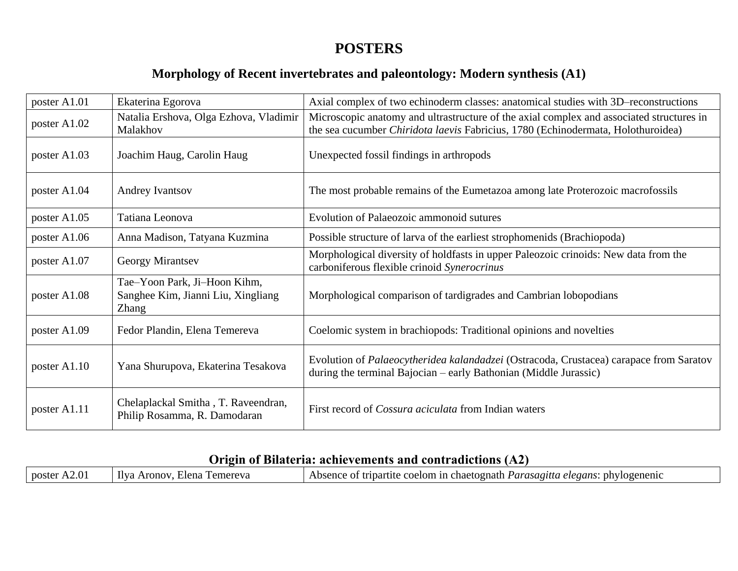# POSTERS

## Morphology of Recent invertebrates and paleontology: Modern synthesis (A1)

| | | |
|---|---|---|
| poster A1.01 | Ekaterina Egorova | Axial complex of two echinoderm classes: anatomical studies with 3D–reconstructions |
| poster A1.02 | Natalia Ershova, Olga Ezhova, Vladimir Malakhov | Microscopic anatomy and ultrastructure of the axial complex and associated structures in the sea cucumber *Chiridota laevis* Fabricius, 1780 (Echinodermata, Holothuroidea) |
| poster A1.03 | Joachim Haug, Carolin Haug | Unexpected fossil findings in arthropods |
| poster A1.04 | Andrey Ivantsov | The most probable remains of the Eumetazoa among late Proterozoic macrofossils |
| poster A1.05 | Tatiana Leonova | Evolution of Palaeozoic ammonoid sutures |
| poster A1.06 | Anna Madison, Tatyana Kuzmina | Possible structure of larva of the earliest strophomenids (Brachiopoda) |
| poster A1.07 | Georgy Mirantsev | Morphological diversity of holdfasts in upper Paleozoic crinoids: New data from the carboniferous flexible crinoid *Synerocrinus* |
| poster A1.08 | Tae–Yoon Park, Ji–Hoon Kihm, Sanghee Kim, Jianni Liu, Xingliang Zhang | Morphological comparison of tardigrades and Cambrian lobopodians |
| poster A1.09 | Fedor Plandin, Elena Temereva | Coelomic system in brachiopods: Traditional opinions and novelties |
| poster A1.10 | Yana Shurupova, Ekaterina Tesakova | Evolution of *Palaeocytheridea kalandadzei* (Ostracoda, Crustacea) carapace from Saratov during the terminal Bajocian – early Bathonian (Middle Jurassic) |
| poster A1.11 | Chelaplackal Smitha , T. Raveendran, Philip Rosamma, R. Damodaran | First record of *Cossura aciculata* from Indian waters |

## Origin of Bilateria: achievements and contradictions (A2)

| | | |
|---|---|---|
| poster A2.01 | Ilya Aronov, Elena Temereva | Absence of tripartite coelom in chaetognath *Parasagitta elegans*: phylogenenic |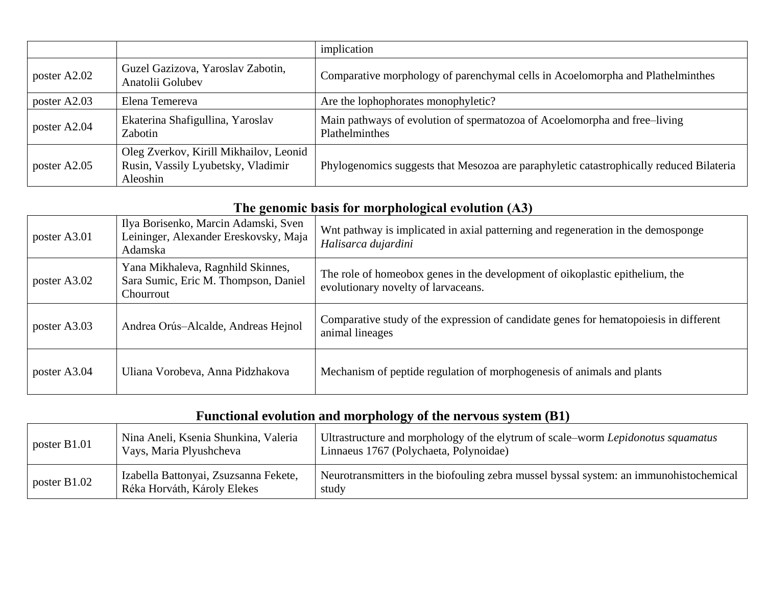| | | |
|---|---|---|
| | | implication |
| poster A2.02 | Guzel Gazizova, Yaroslav Zabotin, Anatolii Golubev | Comparative morphology of parenchymal cells in Acoelomorpha and Plathelminthes |
| poster A2.03 | Elena Temereva | Are the lophophorates monophyletic? |
| poster A2.04 | Ekaterina Shafigullina, Yaroslav Zabotin | Main pathways of evolution of spermatozoa of Acoelomorpha and free–living Plathelminthes |
| poster A2.05 | Oleg Zverkov, Kirill Mikhailov, Leonid Rusin, Vassily Lyubetsky, Vladimir Aleoshin | Phylogenomics suggests that Mesozoa are paraphyletic catastrophically reduced Bilateria |

## The genomic basis for morphological evolution (A3)

| | | |
|---|---|---|
| poster A3.01 | Ilya Borisenko, Marcin Adamski, Sven Leininger, Alexander Ereskovsky, Maja Adamska | Wnt pathway is implicated in axial patterning and regeneration in the demosponge *Halisarca dujardini* |
| poster A3.02 | Yana Mikhaleva, Ragnhild Skinnes, Sara Sumic, Eric M. Thompson, Daniel Chourrout | The role of homeobox genes in the development of oikoplastic epithelium, the evolutionary novelty of larvaceans. |
| poster A3.03 | Andrea Orús–Alcalde, Andreas Hejnol | Comparative study of the expression of candidate genes for hematopoiesis in different animal lineages |
| poster A3.04 | Uliana Vorobeva, Anna Pidzhakova | Mechanism of peptide regulation of morphogenesis of animals and plants |

## Functional evolution and morphology of the nervous system (B1)

| | | |
|---|---|---|
| poster B1.01 | Nina Aneli, Ksenia Shunkina, Valeria Vays, Maria Plyushcheva | Ultrastructure and morphology of the elytrum of scale–worm *Lepidonotus squamatus* Linnaeus 1767 (Polychaeta, Polynoidae) |
| poster B1.02 | Izabella Battonyai, Zsuzsanna Fekete, Réka Horváth, Károly Elekes | Neurotransmitters in the biofouling zebra mussel byssal system: an immunohistochemical study |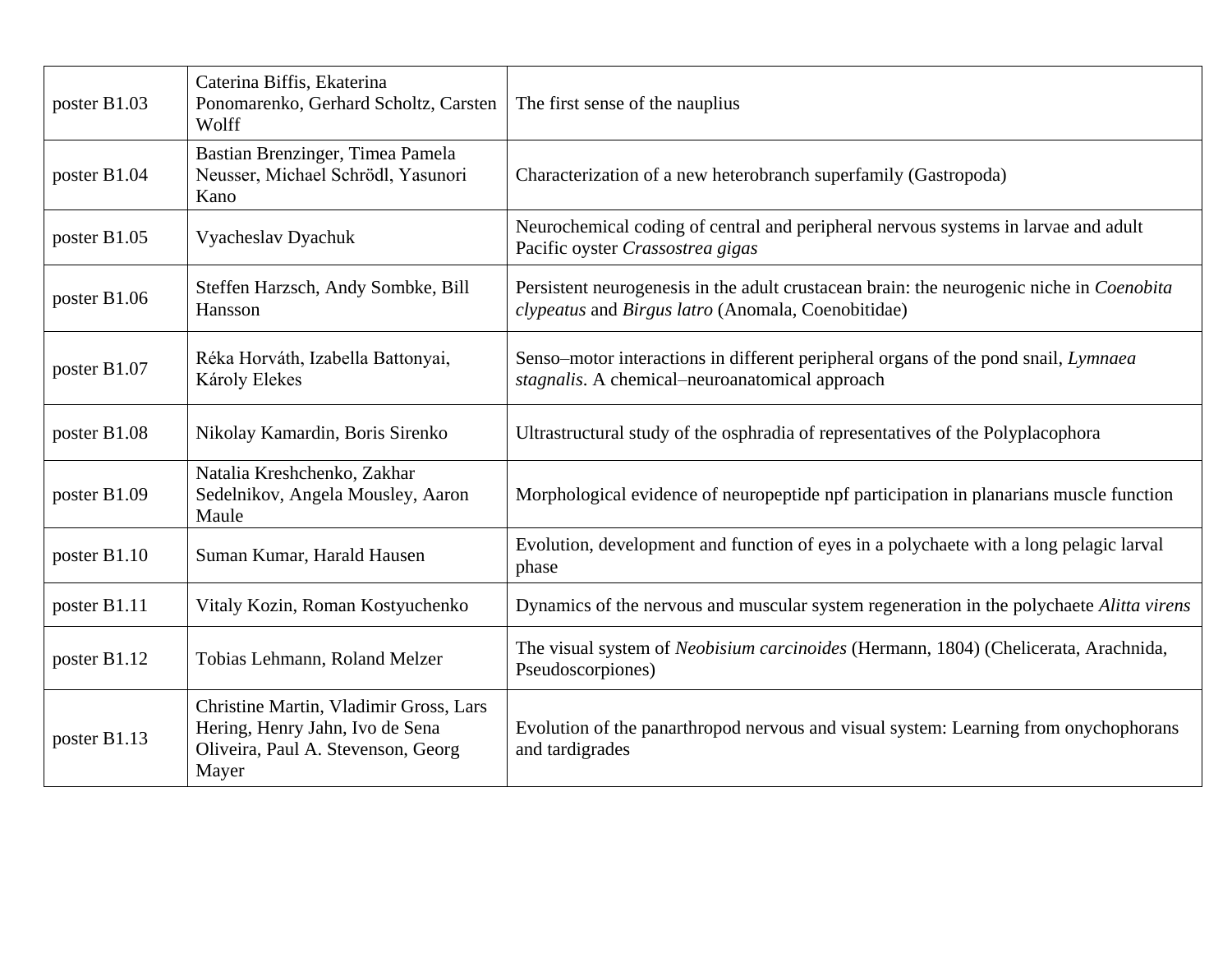| poster B1.03 | Caterina Biffis, Ekaterina Ponomarenko, Gerhard Scholtz, Carsten Wolff | The first sense of the nauplius |
|---|---|---|
| poster B1.04 | Bastian Brenzinger, Timea Pamela Neusser, Michael Schrödl, Yasunori Kano | Characterization of a new heterobranch superfamily (Gastropoda) |
| poster B1.05 | Vyacheslav Dyachuk | Neurochemical coding of central and peripheral nervous systems in larvae and adult Pacific oyster *Crassostrea gigas* |
| poster B1.06 | Steffen Harzsch, Andy Sombke, Bill Hansson | Persistent neurogenesis in the adult crustacean brain: the neurogenic niche in *Coenobita clypeatus* and *Birgus latro* (Anomala, Coenobitidae) |
| poster B1.07 | Réka Horváth, Izabella Battonyai, Károly Elekes | Senso–motor interactions in different peripheral organs of the pond snail, *Lymnaea stagnalis*. A chemical–neuroanatomical approach |
| poster B1.08 | Nikolay Kamardin, Boris Sirenko | Ultrastructural study of the osphradia of representatives of the Polyplacophora |
| poster B1.09 | Natalia Kreshchenko, Zakhar Sedelnikov, Angela Mousley, Aaron Maule | Morphological evidence of neuropeptide npf participation in planarians muscle function |
| poster B1.10 | Suman Kumar, Harald Hausen | Evolution, development and function of eyes in a polychaete with a long pelagic larval phase |
| poster B1.11 | Vitaly Kozin, Roman Kostyuchenko | Dynamics of the nervous and muscular system regeneration in the polychaete *Alitta virens* |
| poster B1.12 | Tobias Lehmann, Roland Melzer | The visual system of *Neobisium carcinoides* (Hermann, 1804) (Chelicerata, Arachnida, Pseudoscorpiones) |
| poster B1.13 | Christine Martin, Vladimir Gross, Lars Hering, Henry Jahn, Ivo de Sena Oliveira, Paul A. Stevenson, Georg Mayer | Evolution of the panarthropod nervous and visual system: Learning from onychophorans and tardigrades |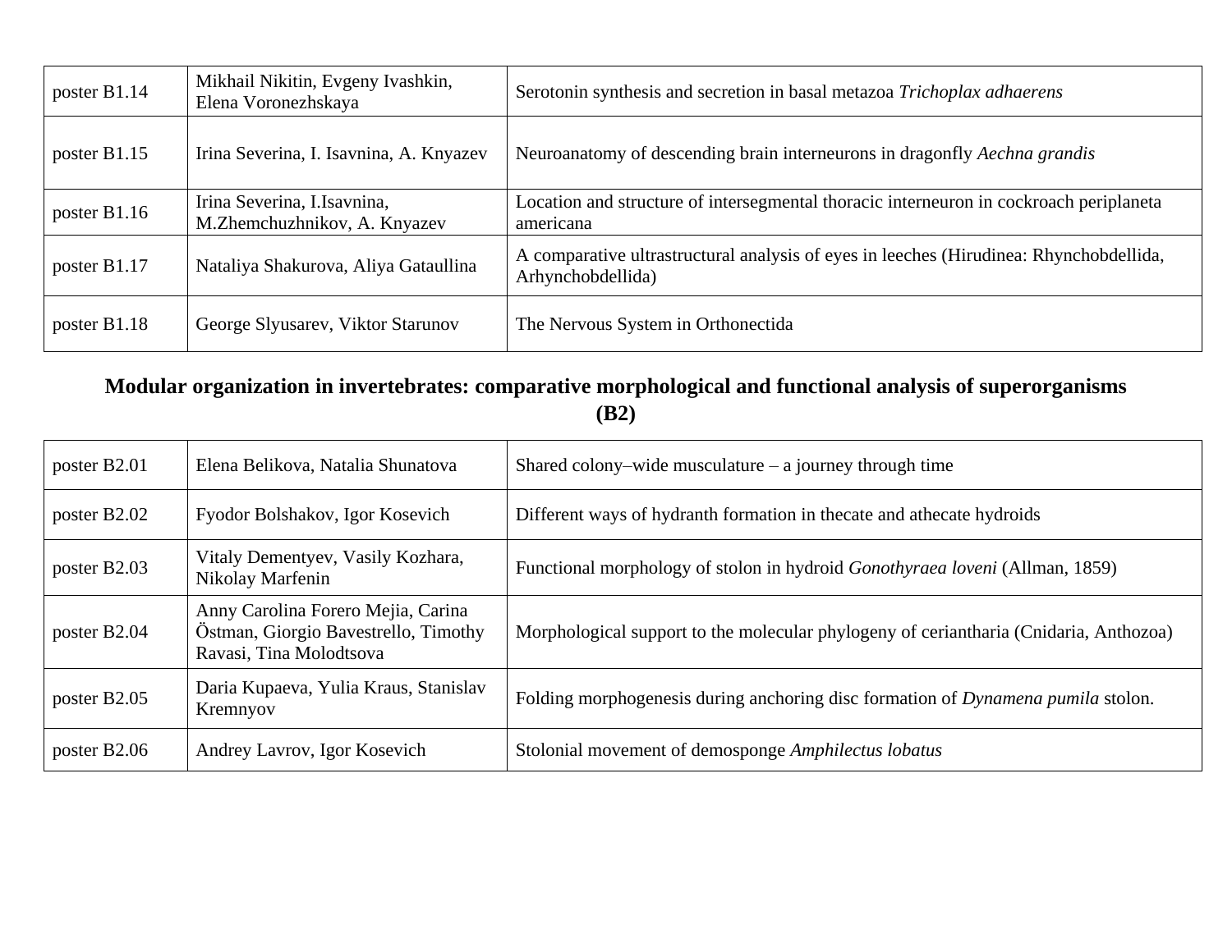| | | |
|---|---|---|
| poster B1.14 | Mikhail Nikitin, Evgeny Ivashkin, Elena Voronezhskaya | Serotonin synthesis and secretion in basal metazoa *Trichoplax adhaerens* |
| poster B1.15 | Irina Severina, I. Isavnina, A. Knyazev | Neuroanatomy of descending brain interneurons in dragonfly *Aechna grandis* |
| poster B1.16 | Irina Severina, I.Isavnina, M.Zhemchuzhnikov, A. Knyazev | Location and structure of intersegmental thoracic interneuron in cockroach periplaneta americana |
| poster B1.17 | Nataliya Shakurova, Aliya Gataullina | A comparative ultrastructural analysis of eyes in leeches (Hirudinea: Rhynchobdellida, Arhynchobdellida) |
| poster B1.18 | George Slyusarev, Viktor Starunov | The Nervous System in Orthonectida |

## Modular organization in invertebrates: comparative morphological and functional analysis of superorganisms (B2)

| | | |
|---|---|---|
| poster B2.01 | Elena Belikova, Natalia Shunatova | Shared colony–wide musculature – a journey through time |
| poster B2.02 | Fyodor Bolshakov, Igor Kosevich | Different ways of hydranth formation in thecate and athecate hydroids |
| poster B2.03 | Vitaly Dementyev, Vasily Kozhara, Nikolay Marfenin | Functional morphology of stolon in hydroid *Gonothyraea loveni* (Allman, 1859) |
| poster B2.04 | Anny Carolina Forero Mejia, Carina Östman, Giorgio Bavestrello, Timothy Ravasi, Tina Molodtsova | Morphological support to the molecular phylogeny of ceriantharia (Cnidaria, Anthozoa) |
| poster B2.05 | Daria Kupaeva, Yulia Kraus, Stanislav Kremnyov | Folding morphogenesis during anchoring disc formation of *Dynamena pumila* stolon. |
| poster B2.06 | Andrey Lavrov, Igor Kosevich | Stolonial movement of demosponge *Amphilectus lobatus* |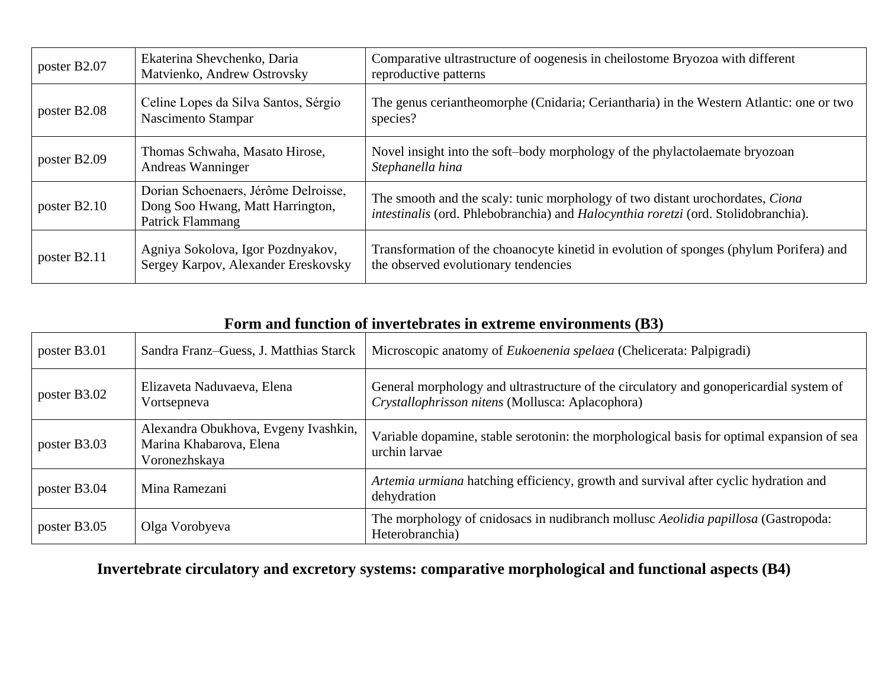| | | |
|---|---|---|
| poster B2.07 | Ekaterina Shevchenko, Daria Matvienko, Andrew Ostrovsky | Comparative ultrastructure of oogenesis in cheilostome Bryozoa with different reproductive patterns |
| poster B2.08 | Celine Lopes da Silva Santos, Sérgio Nascimento Stampar | The genus ceriantheomorphe (Cnidaria; Ceriantharia) in the Western Atlantic: one or two species? |
| poster B2.09 | Thomas Schwaha, Masato Hirose, Andreas Wanninger | Novel insight into the soft–body morphology of the phylactolaemate bryozoan *Stephanella hina* |
| poster B2.10 | Dorian Schoenaers, Jérôme Delroisse, Dong Soo Hwang, Matt Harrington, Patrick Flammang | The smooth and the scaly: tunic morphology of two distant urochordates, *Ciona intestinalis* (ord. Phlebobranchia) and *Halocynthia roretzi* (ord. Stolidobranchia). |
| poster B2.11 | Agniya Sokolova, Igor Pozdnyakov, Sergey Karpov, Alexander Ereskovsky | Transformation of the choanocyte kinetid in evolution of sponges (phylum Porifera) and the observed evolutionary tendencies |

## Form and function of invertebrates in extreme environments (B3)

| | | |
|---|---|---|
| poster B3.01 | Sandra Franz–Guess, J. Matthias Starck | Microscopic anatomy of *Eukoenenia spelaea* (Chelicerata: Palpigradi) |
| poster B3.02 | Elizaveta Naduvaeva, Elena Vortsepneva | General morphology and ultrastructure of the circulatory and gonopericardial system of *Crystallophrisson nitens* (Mollusca: Aplacophora) |
| poster B3.03 | Alexandra Obukhova, Evgeny Ivashkin, Marina Khabarova, Elena Voronezhskaya | Variable dopamine, stable serotonin: the morphological basis for optimal expansion of sea urchin larvae |
| poster B3.04 | Mina Ramezani | *Artemia urmiana* hatching efficiency, growth and survival after cyclic hydration and dehydration |
| poster B3.05 | Olga Vorobyeva | The morphology of cnidosacs in nudibranch mollusc *Aeolidia papillosa* (Gastropoda: Heterobranchia) |

## Invertebrate circulatory and excretory systems: comparative morphological and functional aspects (B4)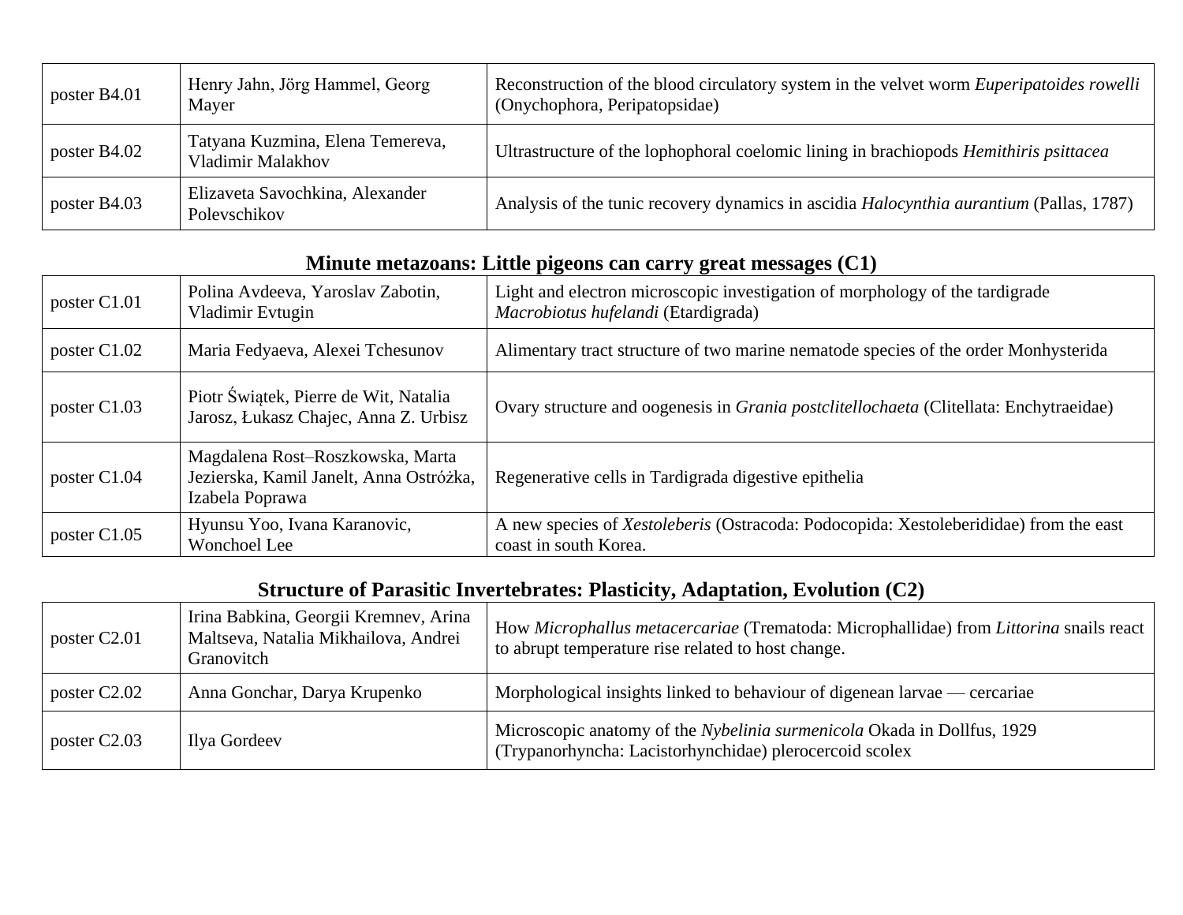| | | |
|---|---|---|
| poster B4.01 | Henry Jahn, Jörg Hammel, Georg Mayer | Reconstruction of the blood circulatory system in the velvet worm *Euperipatoides rowelli* (Onychophora, Peripatopsidae) |
| poster B4.02 | Tatyana Kuzmina, Elena Temereva, Vladimir Malakhov | Ultrastructure of the lophophoral coelomic lining in brachiopods *Hemithiris psittacea* |
| poster B4.03 | Elizaveta Savochkina, Alexander Polevschikov | Analysis of the tunic recovery dynamics in ascidia *Halocynthia aurantium* (Pallas, 1787) |

## Minute metazoans: Little pigeons can carry great messages (C1)

| | | |
|---|---|---|
| poster C1.01 | Polina Avdeeva, Yaroslav Zabotin, Vladimir Evtugin | Light and electron microscopic investigation of morphology of the tardigrade *Macrobiotus hufelandi* (Etardigrada) |
| poster C1.02 | Maria Fedyaeva, Alexei Tchesunov | Alimentary tract structure of two marine nematode species of the order Monhysterida |
| poster C1.03 | Piotr Świątek, Pierre de Wit, Natalia Jarosz, Łukasz Chajec, Anna Z. Urbisz | Ovary structure and oogenesis in *Grania postclitellochaeta* (Clitellata: Enchytraeidae) |
| poster C1.04 | Magdalena Rost–Roszkowska, Marta Jezierska, Kamil Janelt, Anna Ostróżka, Izabela Poprawa | Regenerative cells in Tardigrada digestive epithelia |
| poster C1.05 | Hyunsu Yoo, Ivana Karanovic, Wonchoel Lee | A new species of *Xestoleberis* (Ostracoda: Podocopida: Xestoleberididae) from the east coast in south Korea. |

## Structure of Parasitic Invertebrates: Plasticity, Adaptation, Evolution (C2)

| | | |
|---|---|---|
| poster C2.01 | Irina Babkina, Georgii Kremnev, Arina Maltseva, Natalia Mikhailova, Andrei Granovitch | How *Microphallus metacercariae* (Trematoda: Microphallidae) from *Littorina* snails react to abrupt temperature rise related to host change. |
| poster C2.02 | Anna Gonchar, Darya Krupenko | Morphological insights linked to behaviour of digenean larvae — cercariae |
| poster C2.03 | Ilya Gordeev | Microscopic anatomy of the *Nybelinia surmenicola* Okada in Dollfus, 1929 (Trypanorhyncha: Lacistorhynchidae) plerocercoid scolex |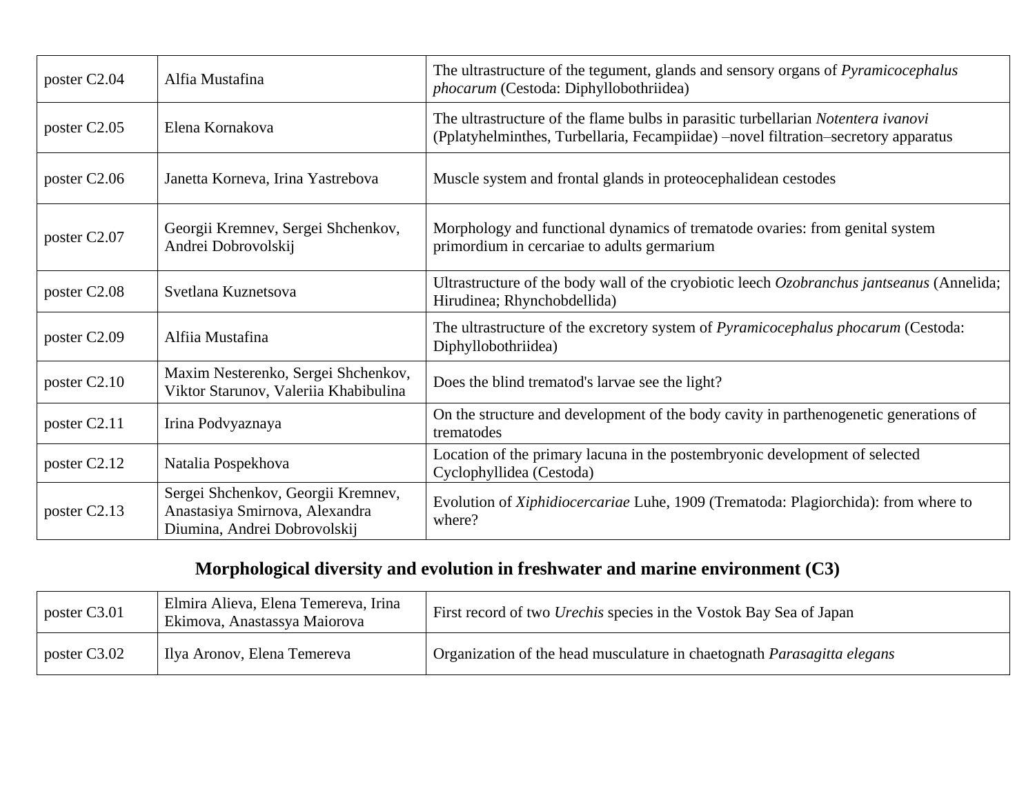| | | |
|---|---|---|
| poster C2.04 | Alfia Mustafina | The ultrastructure of the tegument, glands and sensory organs of *Pyramicocephalus phocarum* (Cestoda: Diphyllobothriidea) |
| poster C2.05 | Elena Kornakova | The ultrastructure of the flame bulbs in parasitic turbellarian *Notentera ivanovi* (Pplatyhelminthes, Turbellaria, Fecampiidae) –novel filtration–secretory apparatus |
| poster C2.06 | Janetta Korneva, Irina Yastrebova | Muscle system and frontal glands in proteocephalidean cestodes |
| poster C2.07 | Georgii Kremnev, Sergei Shchenkov, Andrei Dobrovolskij | Morphology and functional dynamics of trematode ovaries: from genital system primordium in cercariae to adults germarium |
| poster C2.08 | Svetlana Kuznetsova | Ultrastructure of the body wall of the cryobiotic leech *Ozobranchus jantseanus* (Annelida; Hirudinea; Rhynchobdellida) |
| poster C2.09 | Alfiia Mustafina | The ultrastructure of the excretory system of *Pyramicocephalus phocarum* (Cestoda: Diphyllobothriidea) |
| poster C2.10 | Maxim Nesterenko, Sergei Shchenkov, Viktor Starunov, Valeriia Khabibulina | Does the blind trematod's larvae see the light? |
| poster C2.11 | Irina Podvyaznaya | On the structure and development of the body cavity in parthenogenetic generations of trematodes |
| poster C2.12 | Natalia Pospekhova | Location of the primary lacuna in the postembryonic development of selected Cyclophyllidea (Cestoda) |
| poster C2.13 | Sergei Shchenkov, Georgii Kremnev, Anastasiya Smirnova, Alexandra Diumina, Andrei Dobrovolskij | Evolution of *Xiphidiocercariae* Luhe, 1909 (Trematoda: Plagiorchida): from where to where? |

## Morphological diversity and evolution in freshwater and marine environment (C3)

| | | |
|---|---|---|
| poster C3.01 | Elmira Alieva, Elena Temereva, Irina Ekimova, Anastassya Maiorova | First record of two *Urechis* species in the Vostok Bay Sea of Japan |
| poster C3.02 | Ilya Aronov, Elena Temereva | Organization of the head musculature in chaetognath *Parasagitta elegans* |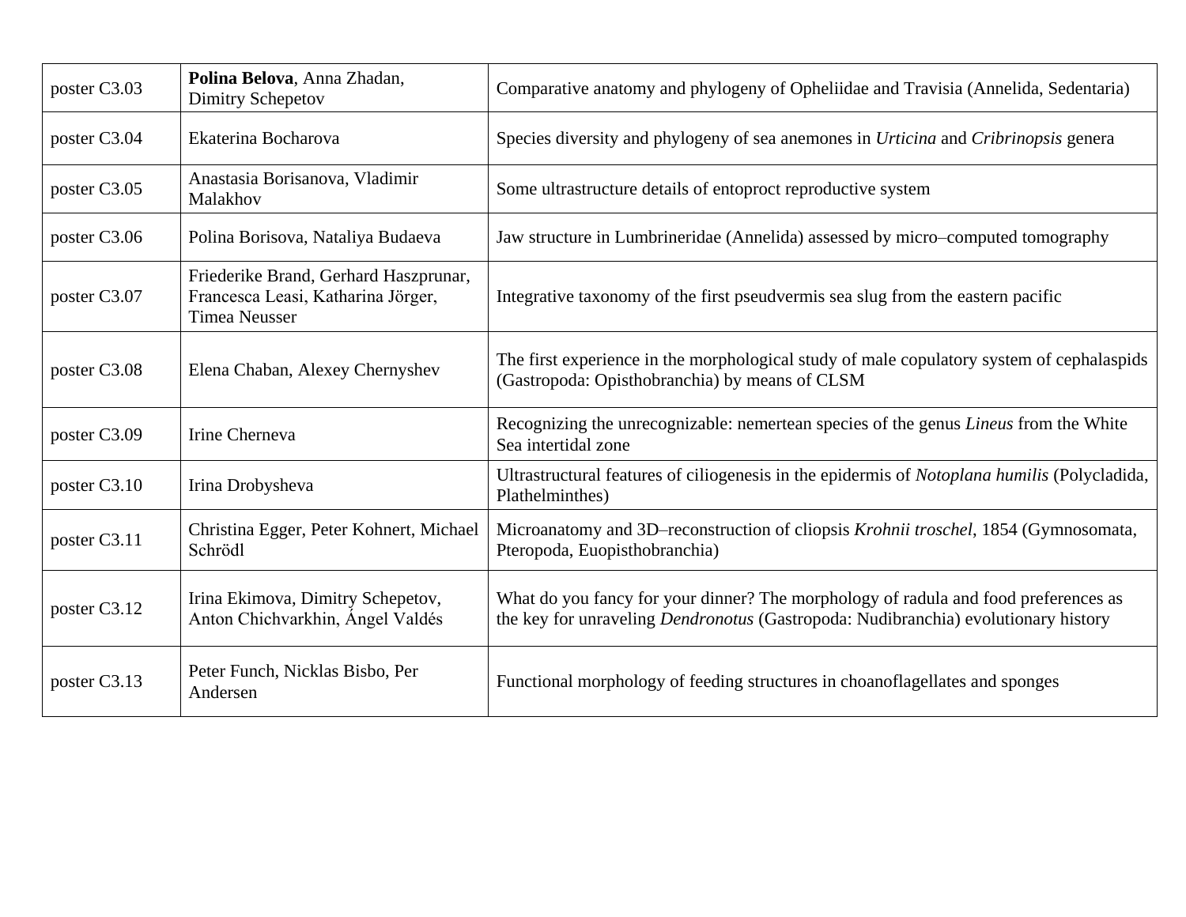| poster C3.03 | **Polina Belova**, Anna Zhadan, Dimitry Schepetov | Comparative anatomy and phylogeny of Opheliidae and Travisia (Annelida, Sedentaria) |
|---|---|---|
| poster C3.04 | Ekaterina Bocharova | Species diversity and phylogeny of sea anemones in *Urticina* and *Cribrinopsis* genera |
| poster C3.05 | Anastasia Borisanova, Vladimir Malakhov | Some ultrastructure details of entoproct reproductive system |
| poster C3.06 | Polina Borisova, Nataliya Budaeva | Jaw structure in Lumbrineridae (Annelida) assessed by micro–computed tomography |
| poster C3.07 | Friederike Brand, Gerhard Haszprunar, Francesca Leasi, Katharina Jörger, Timea Neusser | Integrative taxonomy of the first pseudvermis sea slug from the eastern pacific |
| poster C3.08 | Elena Chaban, Alexey Chernyshev | The first experience in the morphological study of male copulatory system of cephalaspids (Gastropoda: Opisthobranchia) by means of CLSM |
| poster C3.09 | Irine Cherneva | Recognizing the unrecognizable: nemertean species of the genus *Lineus* from the White Sea intertidal zone |
| poster C3.10 | Irina Drobysheva | Ultrastructural features of ciliogenesis in the epidermis of *Notoplana humilis* (Polycladida, Plathelminthes) |
| poster C3.11 | Christina Egger, Peter Kohnert, Michael Schrödl | Microanatomy and 3D–reconstruction of cliopsis *Krohnii troschel*, 1854 (Gymnosomata, Pteropoda, Euopisthobranchia) |
| poster C3.12 | Irina Ekimova, Dimitry Schepetov, Anton Chichvarkhin, Ángel Valdés | What do you fancy for your dinner? The morphology of radula and food preferences as the key for unraveling *Dendronotus* (Gastropoda: Nudibranchia) evolutionary history |
| poster C3.13 | Peter Funch, Nicklas Bisbo, Per Andersen | Functional morphology of feeding structures in choanoflagellates and sponges |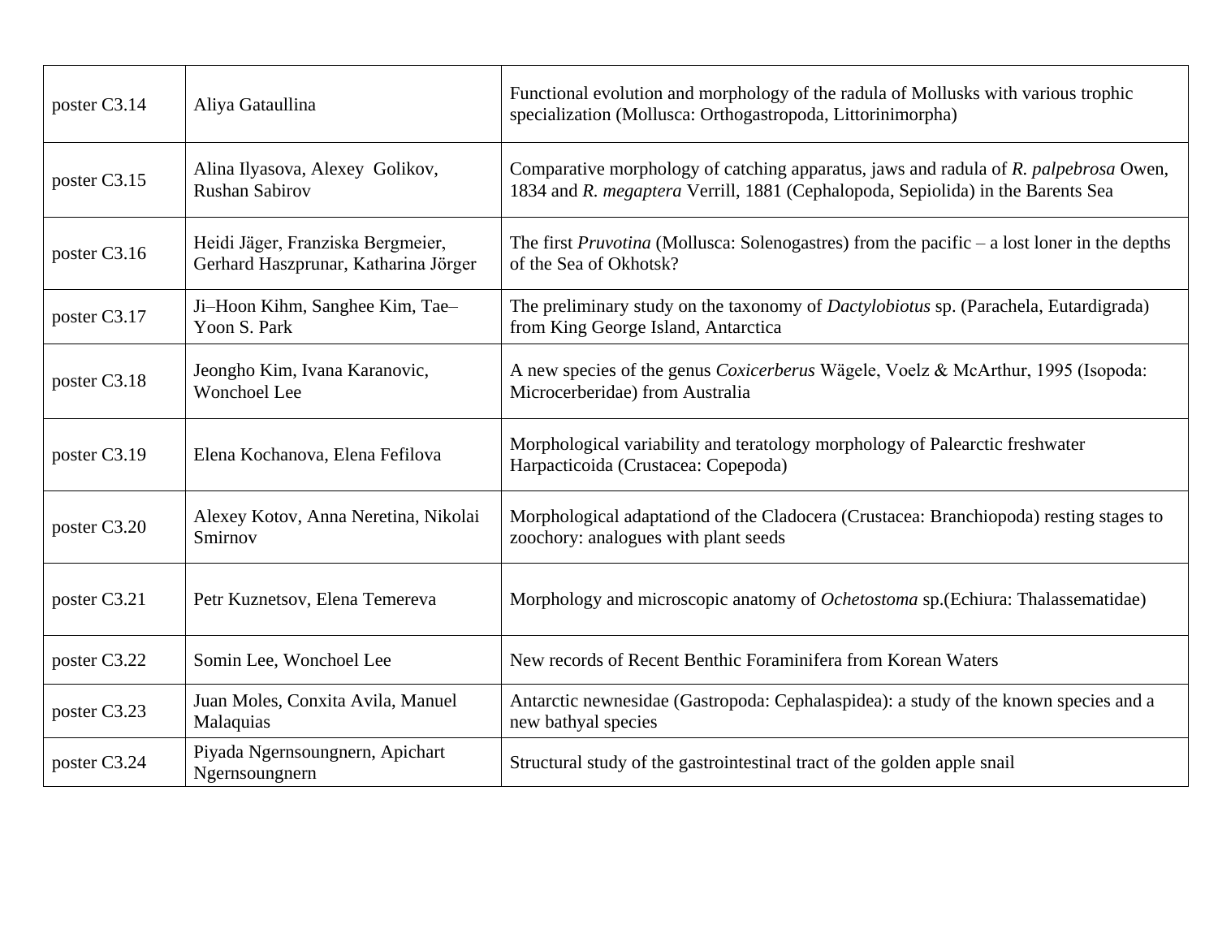| poster C3.14 | Aliya Gataullina | Functional evolution and morphology of the radula of Mollusks with various trophic specialization (Mollusca: Orthogastropoda, Littorinimorpha) |
|---|---|---|
| poster C3.15 | Alina Ilyasova, Alexey Golikov, Rushan Sabirov | Comparative morphology of catching apparatus, jaws and radula of *R. palpebrosa* Owen, 1834 and *R. megaptera* Verrill, 1881 (Cephalopoda, Sepiolida) in the Barents Sea |
| poster C3.16 | Heidi Jäger, Franziska Bergmeier, Gerhard Haszprunar, Katharina Jörger | The first *Pruvotina* (Mollusca: Solenogastres) from the pacific – a lost loner in the depths of the Sea of Okhotsk? |
| poster C3.17 | Ji–Hoon Kihm, Sanghee Kim, Tae–Yoon S. Park | The preliminary study on the taxonomy of *Dactylobiotus* sp. (Parachela, Eutardigrada) from King George Island, Antarctica |
| poster C3.18 | Jeongho Kim, Ivana Karanovic, Wonchoel Lee | A new species of the genus *Coxicerberus* Wägele, Voelz & McArthur, 1995 (Isopoda: Microcerberidae) from Australia |
| poster C3.19 | Elena Kochanova, Elena Fefilova | Morphological variability and teratology morphology of Palearctic freshwater Harpacticoida (Crustacea: Copepoda) |
| poster C3.20 | Alexey Kotov, Anna Neretina, Nikolai Smirnov | Morphological adaptationd of the Cladocera (Crustacea: Branchiopoda) resting stages to zoochory: analogues with plant seeds |
| poster C3.21 | Petr Kuznetsov, Elena Temereva | Morphology and microscopic anatomy of *Ochetostoma* sp.(Echiura: Thalassematidae) |
| poster C3.22 | Somin Lee, Wonchoel Lee | New records of Recent Benthic Foraminifera from Korean Waters |
| poster C3.23 | Juan Moles, Conxita Avila, Manuel Malaquias | Antarctic newnesidae (Gastropoda: Cephalaspidea): a study of the known species and a new bathyal species |
| poster C3.24 | Piyada Ngernsoungnern, Apichart Ngernsoungnern | Structural study of the gastrointestinal tract of the golden apple snail |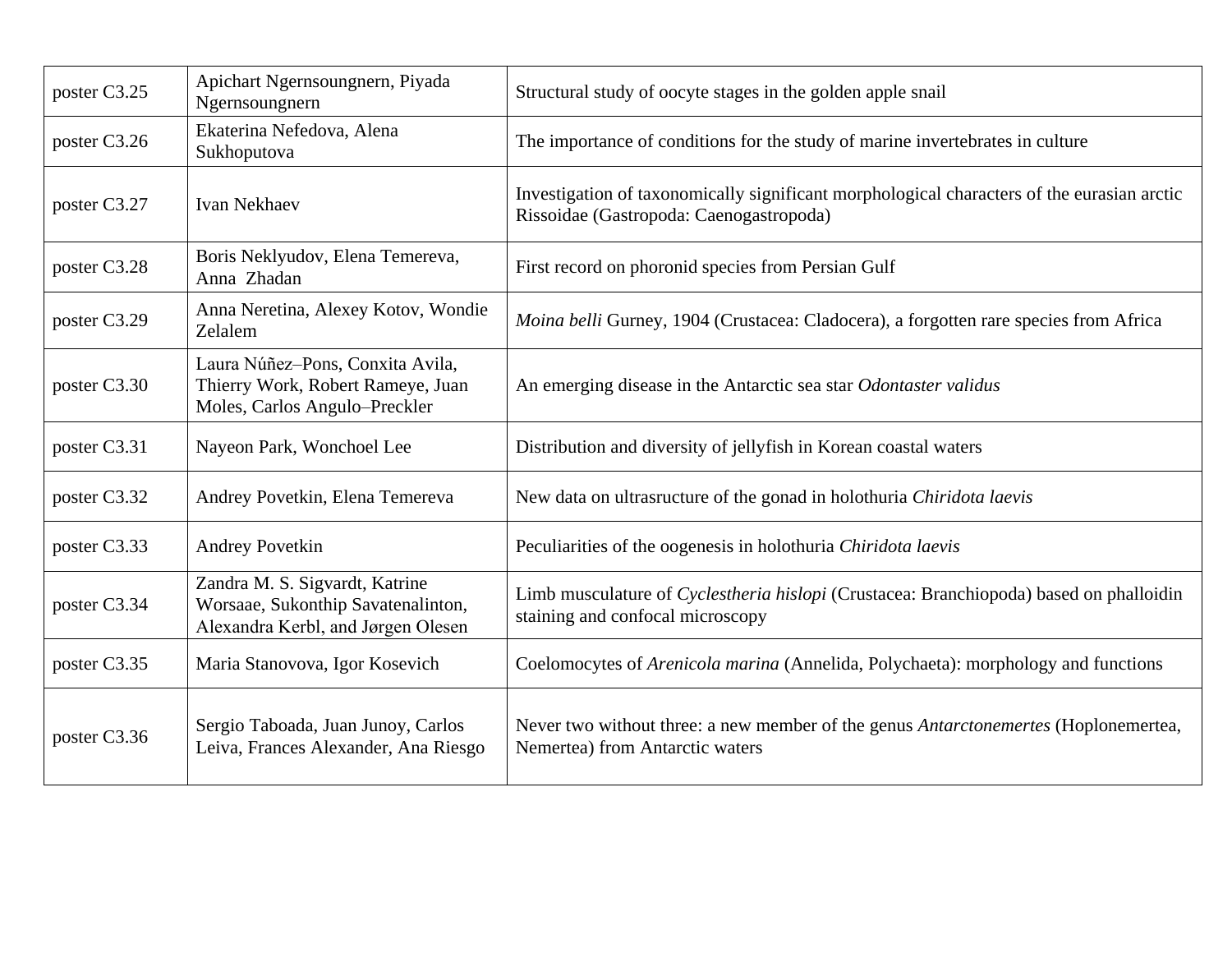| poster C3.25 | Apichart Ngernsoungnern, Piyada Ngernsoungnern | Structural study of oocyte stages in the golden apple snail |
|---|---|---|
| poster C3.26 | Ekaterina Nefedova, Alena Sukhoputova | The importance of conditions for the study of marine invertebrates in culture |
| poster C3.27 | Ivan Nekhaev | Investigation of taxonomically significant morphological characters of the eurasian arctic Rissoidae (Gastropoda: Caenogastropoda) |
| poster C3.28 | Boris Neklyudov, Elena Temereva, Anna Zhadan | First record on phoronid species from Persian Gulf |
| poster C3.29 | Anna Neretina, Alexey Kotov, Wondie Zelalem | *Moina belli* Gurney, 1904 (Crustacea: Cladocera), a forgotten rare species from Africa |
| poster C3.30 | Laura Núñez–Pons, Conxita Avila, Thierry Work, Robert Rameye, Juan Moles, Carlos Angulo–Preckler | An emerging disease in the Antarctic sea star *Odontaster validus* |
| poster C3.31 | Nayeon Park, Wonchoel Lee | Distribution and diversity of jellyfish in Korean coastal waters |
| poster C3.32 | Andrey Povetkin, Elena Temereva | New data on ultrasructure of the gonad in holothuria *Chiridota laevis* |
| poster C3.33 | Andrey Povetkin | Peculiarities of the oogenesis in holothuria *Chiridota laevis* |
| poster C3.34 | Zandra M. S. Sigvardt, Katrine Worsaae, Sukonthip Savatenalinton, Alexandra Kerbl, and Jørgen Olesen | Limb musculature of *Cyclestheria hislopi* (Crustacea: Branchiopoda) based on phalloidin staining and confocal microscopy |
| poster C3.35 | Maria Stanovova, Igor Kosevich | Coelomocytes of *Arenicola marina* (Annelida, Polychaeta): morphology and functions |
| poster C3.36 | Sergio Taboada, Juan Junoy, Carlos Leiva, Frances Alexander, Ana Riesgo | Never two without three: a new member of the genus *Antarctonemertes* (Hoplonemertea, Nemertea) from Antarctic waters |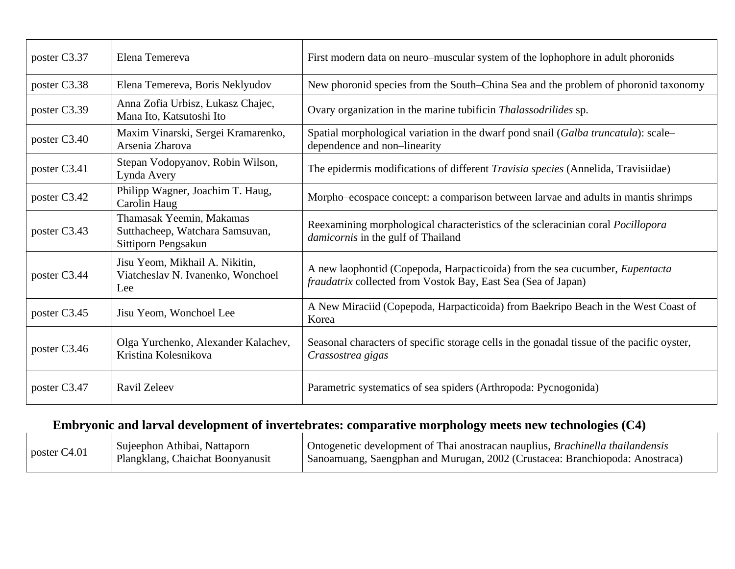| poster C3.37 | Elena Temereva | First modern data on neuro–muscular system of the lophophore in adult phoronids |
|---|---|---|
| poster C3.38 | Elena Temereva, Boris Neklyudov | New phoronid species from the South–China Sea and the problem of phoronid taxonomy |
| poster C3.39 | Anna Zofia Urbisz, Łukasz Chajec, Mana Ito, Katsutoshi Ito | Ovary organization in the marine tubificin *Thalassodrilides* sp. |
| poster C3.40 | Maxim Vinarski, Sergei Kramarenko, Arsenia Zharova | Spatial morphological variation in the dwarf pond snail (*Galba truncatula*): scale–dependence and non–linearity |
| poster C3.41 | Stepan Vodopyanov, Robin Wilson, Lynda Avery | The epidermis modifications of different *Travisia species* (Annelida, Travisiidae) |
| poster C3.42 | Philipp Wagner, Joachim T. Haug, Carolin Haug | Morpho–ecospace concept: a comparison between larvae and adults in mantis shrimps |
| poster C3.43 | Thamasak Yeemin, Makamas Sutthacheep, Watchara Samsuvan, Sittiporn Pengsakun | Reexamining morphological characteristics of the scleracinian coral *Pocillopora damicornis* in the gulf of Thailand |
| poster C3.44 | Jisu Yeom, Mikhail A. Nikitin, Viatcheslav N. Ivanenko, Wonchoel Lee | A new laophontid (Copepoda, Harpacticoida) from the sea cucumber, *Eupentacta fraudatrix* collected from Vostok Bay, East Sea (Sea of Japan) |
| poster C3.45 | Jisu Yeom, Wonchoel Lee | A New Miraciid (Copepoda, Harpacticoida) from Baekripo Beach in the West Coast of Korea |
| poster C3.46 | Olga Yurchenko, Alexander Kalachev, Kristina Kolesnikova | Seasonal characters of specific storage cells in the gonadal tissue of the pacific oyster, *Crassostrea gigas* |
| poster C3.47 | Ravil Zeleev | Parametric systematics of sea spiders (Arthropoda: Pycnogonida) |

## Embryonic and larval development of invertebrates: comparative morphology meets new technologies (C4)

| poster C4.01 | Sujeephon Athibai, Nattaporn Plangklang, Chaichat Boonyanusit | Ontogenetic development of Thai anostracan nauplius, *Brachinella thailandensis* Sanoamuang, Saengphan and Murugan, 2002 (Crustacea: Branchiopoda: Anostraca) |
|---|---|---|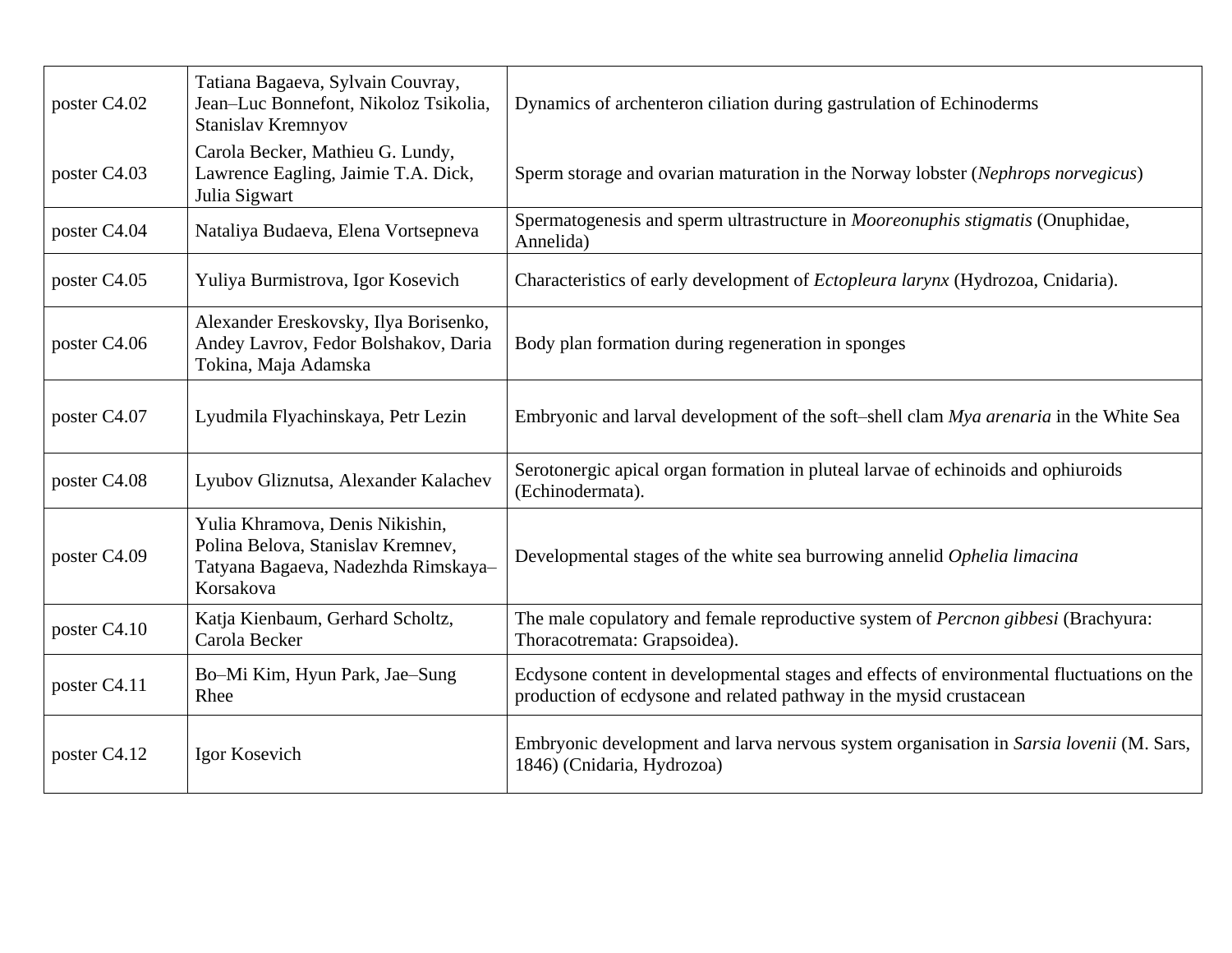| | | |
|---|---|---|
| poster C4.02 | Tatiana Bagaeva, Sylvain Couvray, Jean–Luc Bonnefont, Nikoloz Tsikolia, Stanislav Kremnyov | Dynamics of archenteron ciliation during gastrulation of Echinoderms |
| poster C4.03 | Carola Becker, Mathieu G. Lundy, Lawrence Eagling, Jaimie T.A. Dick, Julia Sigwart | Sperm storage and ovarian maturation in the Norway lobster (*Nephrops norvegicus*) |
| poster C4.04 | Nataliya Budaeva, Elena Vortsepneva | Spermatogenesis and sperm ultrastructure in *Mooreonuphis stigmatis* (Onuphidae, Annelida) |
| poster C4.05 | Yuliya Burmistrova, Igor Kosevich | Characteristics of early development of *Ectopleura larynx* (Hydrozoa, Cnidaria). |
| poster C4.06 | Alexander Ereskovsky, Ilya Borisenko, Andey Lavrov, Fedor Bolshakov, Daria Tokina, Maja Adamska | Body plan formation during regeneration in sponges |
| poster C4.07 | Lyudmila Flyachinskaya, Petr Lezin | Embryonic and larval development of the soft–shell clam *Mya arenaria* in the White Sea |
| poster C4.08 | Lyubov Gliznutsa, Alexander Kalachev | Serotonergic apical organ formation in pluteal larvae of echinoids and ophiuroids (Echinodermata). |
| poster C4.09 | Yulia Khramova, Denis Nikishin, Polina Belova, Stanislav Kremnev, Tatyana Bagaeva, Nadezhda Rimskaya–Korsakova | Developmental stages of the white sea burrowing annelid *Ophelia limacina* |
| poster C4.10 | Katja Kienbaum, Gerhard Scholtz, Carola Becker | The male copulatory and female reproductive system of *Percnon gibbesi* (Brachyura: Thoracotremata: Grapsoidea). |
| poster C4.11 | Bo–Mi Kim, Hyun Park, Jae–Sung Rhee | Ecdysone content in developmental stages and effects of environmental fluctuations on the production of ecdysone and related pathway in the mysid crustacean |
| poster C4.12 | Igor Kosevich | Embryonic development and larva nervous system organisation in *Sarsia lovenii* (M. Sars, 1846) (Cnidaria, Hydrozoa) |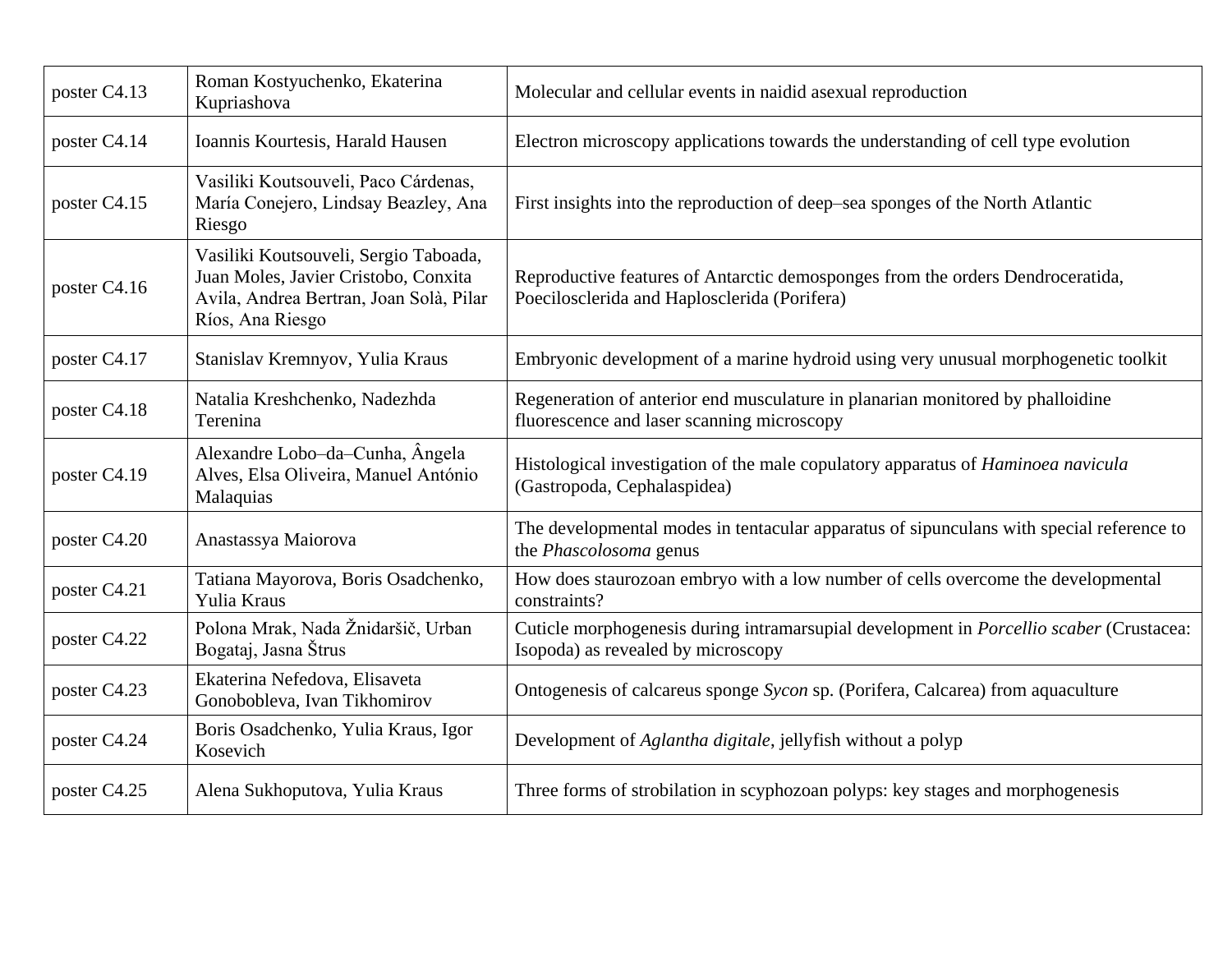| poster C4.13 | Roman Kostyuchenko, Ekaterina Kupriashova | Molecular and cellular events in naidid asexual reproduction |
|---|---|---|
| poster C4.14 | Ioannis Kourtesis, Harald Hausen | Electron microscopy applications towards the understanding of cell type evolution |
| poster C4.15 | Vasiliki Koutsouveli, Paco Cárdenas, María Conejero, Lindsay Beazley, Ana Riesgo | First insights into the reproduction of deep–sea sponges of the North Atlantic |
| poster C4.16 | Vasiliki Koutsouveli, Sergio Taboada, Juan Moles, Javier Cristobo, Conxita Avila, Andrea Bertran, Joan Solà, Pilar Ríos, Ana Riesgo | Reproductive features of Antarctic demosponges from the orders Dendroceratida, Poecilosclerida and Haplosclerida (Porifera) |
| poster C4.17 | Stanislav Kremnyov, Yulia Kraus | Embryonic development of a marine hydroid using very unusual morphogenetic toolkit |
| poster C4.18 | Natalia Kreshchenko, Nadezhda Terenina | Regeneration of anterior end musculature in planarian monitored by phalloidine fluorescence and laser scanning microscopy |
| poster C4.19 | Alexandre Lobo–da–Cunha, Ângela Alves, Elsa Oliveira, Manuel António Malaquias | Histological investigation of the male copulatory apparatus of *Haminoea navicula* (Gastropoda, Cephalaspidea) |
| poster C4.20 | Anastassya Maiorova | The developmental modes in tentacular apparatus of sipunculans with special reference to the *Phascolosoma* genus |
| poster C4.21 | Tatiana Mayorova, Boris Osadchenko, Yulia Kraus | How does staurozoan embryo with a low number of cells overcome the developmental constraints? |
| poster C4.22 | Polona Mrak, Nada Žnidaršič, Urban Bogataj, Jasna Štrus | Cuticle morphogenesis during intramarsupial development in *Porcellio scaber* (Crustacea: Isopoda) as revealed by microscopy |
| poster C4.23 | Ekaterina Nefedova, Elisaveta Gonobobleva, Ivan Tikhomirov | Ontogenesis of calcareus sponge *Sycon* sp. (Porifera, Calcarea) from aquaculture |
| poster C4.24 | Boris Osadchenko, Yulia Kraus, Igor Kosevich | Development of *Aglantha digitale*, jellyfish without a polyp |
| poster C4.25 | Alena Sukhoputova, Yulia Kraus | Three forms of strobilation in scyphozoan polyps: key stages and morphogenesis |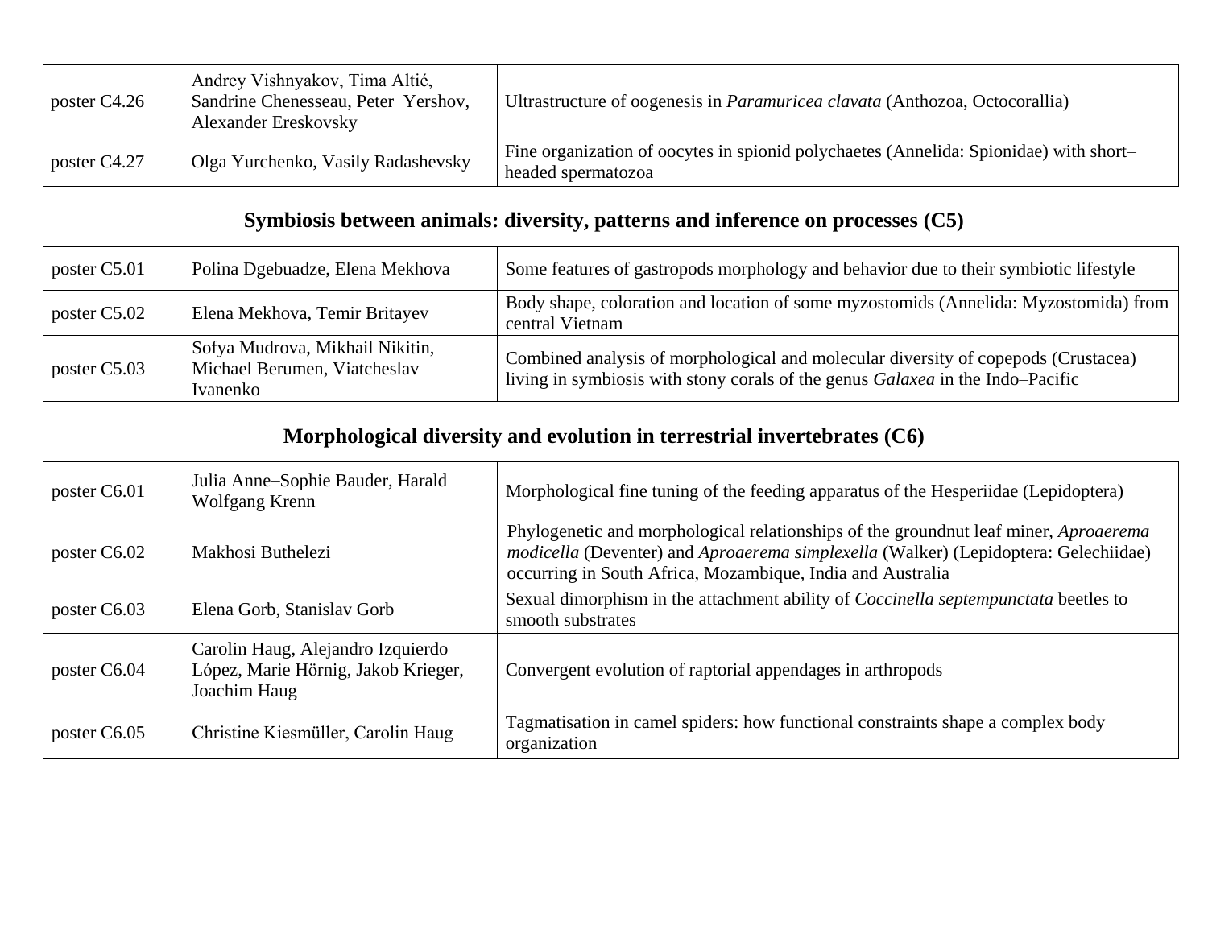| | | |
|---|---|---|
| poster C4.26 | Andrey Vishnyakov, Tima Altié, Sandrine Chenesseau, Peter Yershov, Alexander Ereskovsky | Ultrastructure of oogenesis in *Paramuricea clavata* (Anthozoa, Octocorallia) |
| poster C4.27 | Olga Yurchenko, Vasily Radashevsky | Fine organization of oocytes in spionid polychaetes (Annelida: Spionidae) with short–headed spermatozoa |

## Symbiosis between animals: diversity, patterns and inference on processes (C5)

| | | |
|---|---|---|
| poster C5.01 | Polina Dgebuadze, Elena Mekhova | Some features of gastropods morphology and behavior due to their symbiotic lifestyle |
| poster C5.02 | Elena Mekhova, Temir Britayev | Body shape, coloration and location of some myzostomids (Annelida: Myzostomida) from central Vietnam |
| poster C5.03 | Sofya Mudrova, Mikhail Nikitin, Michael Berumen, Viatcheslav Ivanenko | Combined analysis of morphological and molecular diversity of copepods (Crustacea) living in symbiosis with stony corals of the genus *Galaxea* in the Indo–Pacific |

## Morphological diversity and evolution in terrestrial invertebrates (C6)

| | | |
|---|---|---|
| poster C6.01 | Julia Anne–Sophie Bauder, Harald Wolfgang Krenn | Morphological fine tuning of the feeding apparatus of the Hesperiidae (Lepidoptera) |
| poster C6.02 | Makhosi Buthelezi | Phylogenetic and morphological relationships of the groundnut leaf miner, *Aproaerema modicella* (Deventer) and *Aproaerema simplexella* (Walker) (Lepidoptera: Gelechiidae) occurring in South Africa, Mozambique, India and Australia |
| poster C6.03 | Elena Gorb, Stanislav Gorb | Sexual dimorphism in the attachment ability of *Coccinella septempunctata* beetles to smooth substrates |
| poster C6.04 | Carolin Haug, Alejandro Izquierdo López, Marie Hörnig, Jakob Krieger, Joachim Haug | Convergent evolution of raptorial appendages in arthropods |
| poster C6.05 | Christine Kiesmüller, Carolin Haug | Tagmatisation in camel spiders: how functional constraints shape a complex body organization |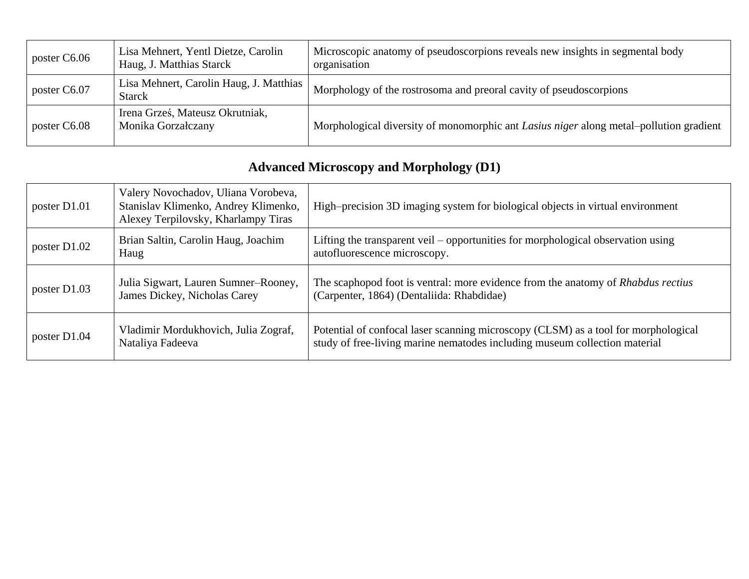| | | |
|---|---|---|
| poster C6.06 | Lisa Mehnert, Yentl Dietze, Carolin Haug, J. Matthias Starck | Microscopic anatomy of pseudoscorpions reveals new insights in segmental body organisation |
| poster C6.07 | Lisa Mehnert, Carolin Haug, J. Matthias Starck | Morphology of the rostrosoma and preoral cavity of pseudoscorpions |
| poster C6.08 | Irena Grześ, Mateusz Okrutniak, Monika Gorzałczany | Morphological diversity of monomorphic ant *Lasius niger* along metal–pollution gradient |

## Advanced Microscopy and Morphology (D1)

| | | |
|---|---|---|
| poster D1.01 | Valery Novochadov, Uliana Vorobeva, Stanislav Klimenko, Andrey Klimenko, Alexey Terpilovsky, Kharlampy Tiras | High–precision 3D imaging system for biological objects in virtual environment |
| poster D1.02 | Brian Saltin, Carolin Haug, Joachim Haug | Lifting the transparent veil – opportunities for morphological observation using autofluorescence microscopy. |
| poster D1.03 | Julia Sigwart, Lauren Sumner–Rooney, James Dickey, Nicholas Carey | The scaphopod foot is ventral: more evidence from the anatomy of *Rhabdus rectius* (Carpenter, 1864) (Dentaliida: Rhabdidae) |
| poster D1.04 | Vladimir Mordukhovich, Julia Zograf, Nataliya Fadeeva | Potential of confocal laser scanning microscopy (CLSM) as a tool for morphological study of free-living marine nematodes including museum collection material |